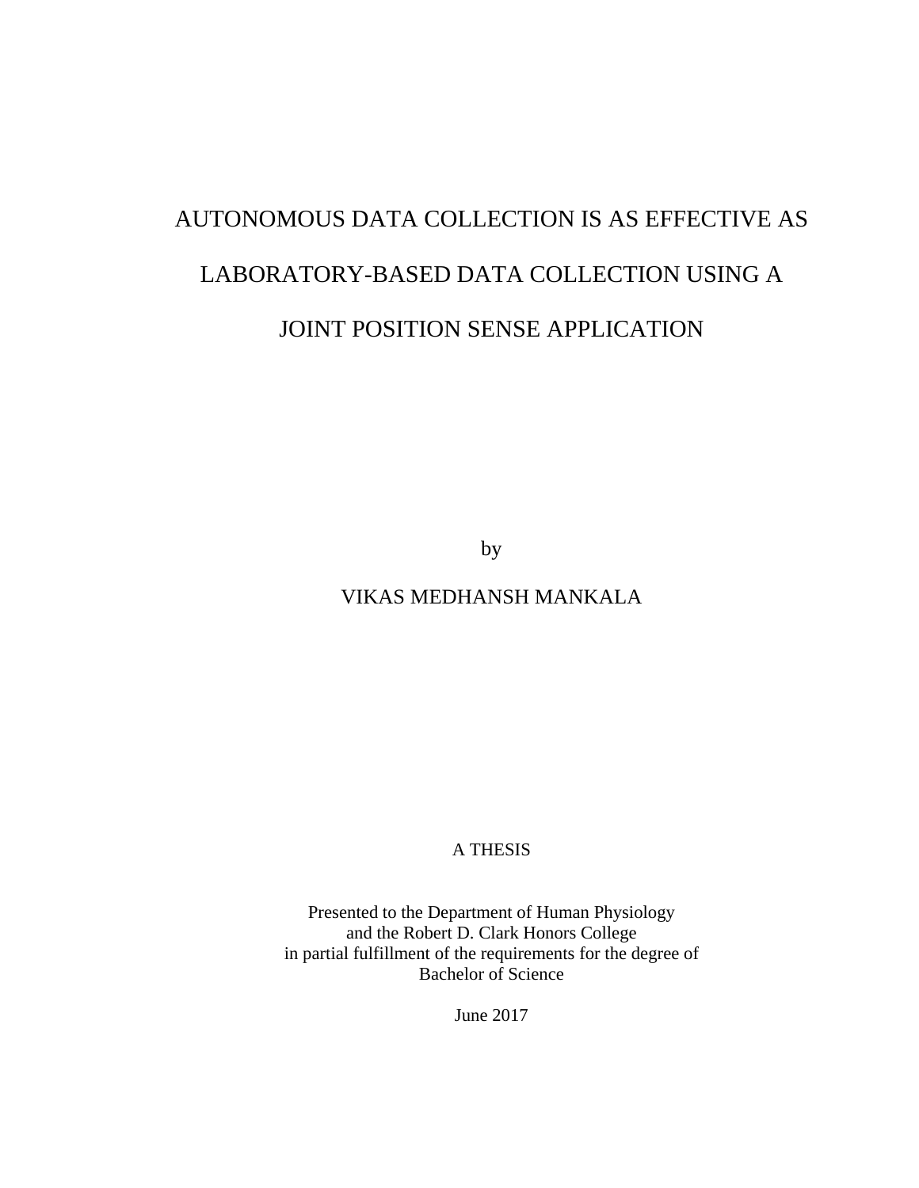# AUTONOMOUS DATA COLLECTION IS AS EFFECTIVE AS LABORATORY-BASED DATA COLLECTION USING A JOINT POSITION SENSE APPLICATION

by

VIKAS MEDHANSH MANKALA

A THESIS

Presented to the Department of Human Physiology
and the Robert D. Clark Honors College
in partial fulfillment of the requirements for the degree of
Bachelor of Science

June 2017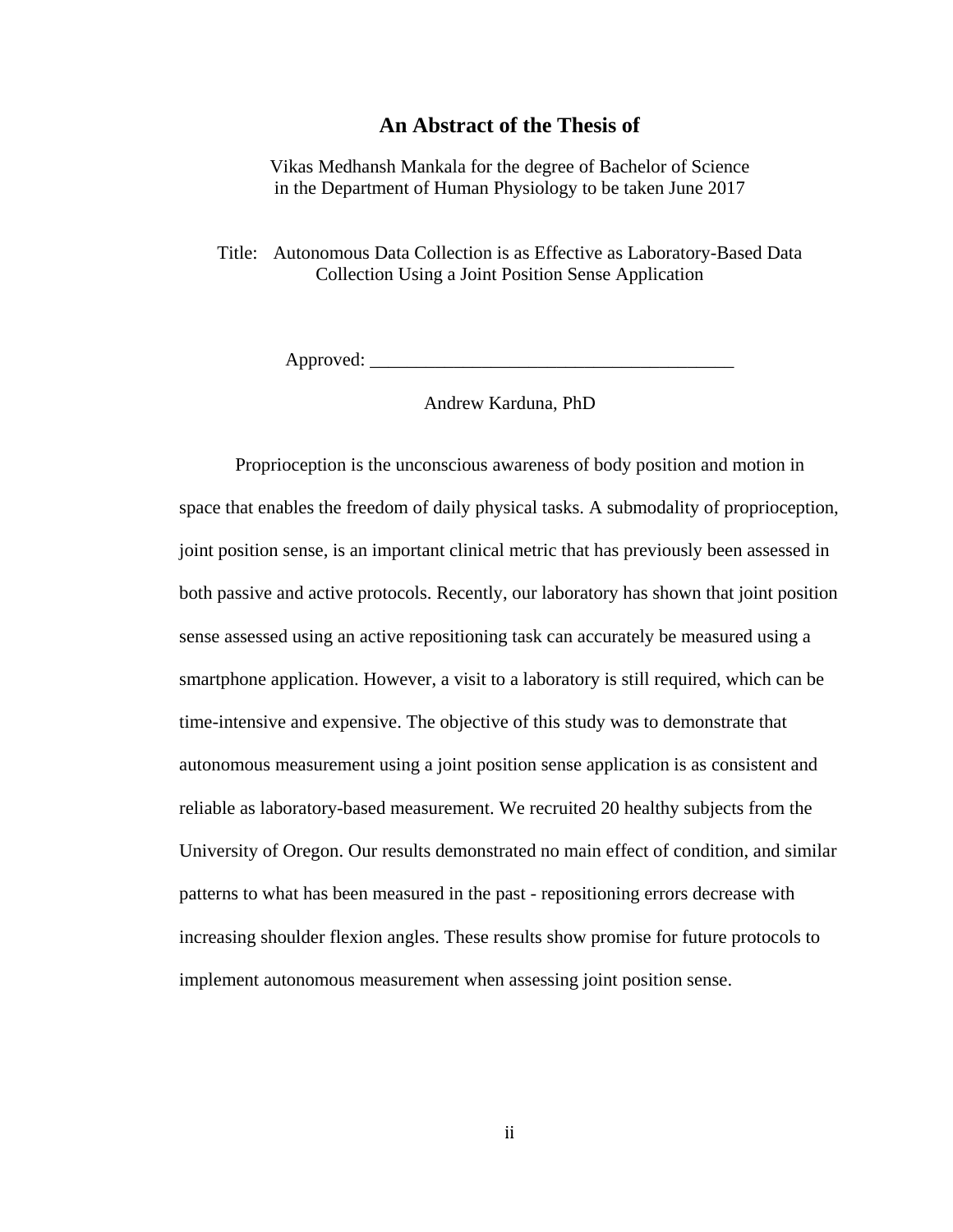## An Abstract of the Thesis of

Vikas Medhansh Mankala for the degree of Bachelor of Science
in the Department of Human Physiology to be taken June 2017

Title: Autonomous Data Collection is as Effective as Laboratory-Based Data Collection Using a Joint Position Sense Application

Approved: _______________________________________

Andrew Karduna, PhD

Proprioception is the unconscious awareness of body position and motion in space that enables the freedom of daily physical tasks. A submodality of proprioception, joint position sense, is an important clinical metric that has previously been assessed in both passive and active protocols. Recently, our laboratory has shown that joint position sense assessed using an active repositioning task can accurately be measured using a smartphone application. However, a visit to a laboratory is still required, which can be time-intensive and expensive. The objective of this study was to demonstrate that autonomous measurement using a joint position sense application is as consistent and reliable as laboratory-based measurement. We recruited 20 healthy subjects from the University of Oregon. Our results demonstrated no main effect of condition, and similar patterns to what has been measured in the past - repositioning errors decrease with increasing shoulder flexion angles. These results show promise for future protocols to implement autonomous measurement when assessing joint position sense.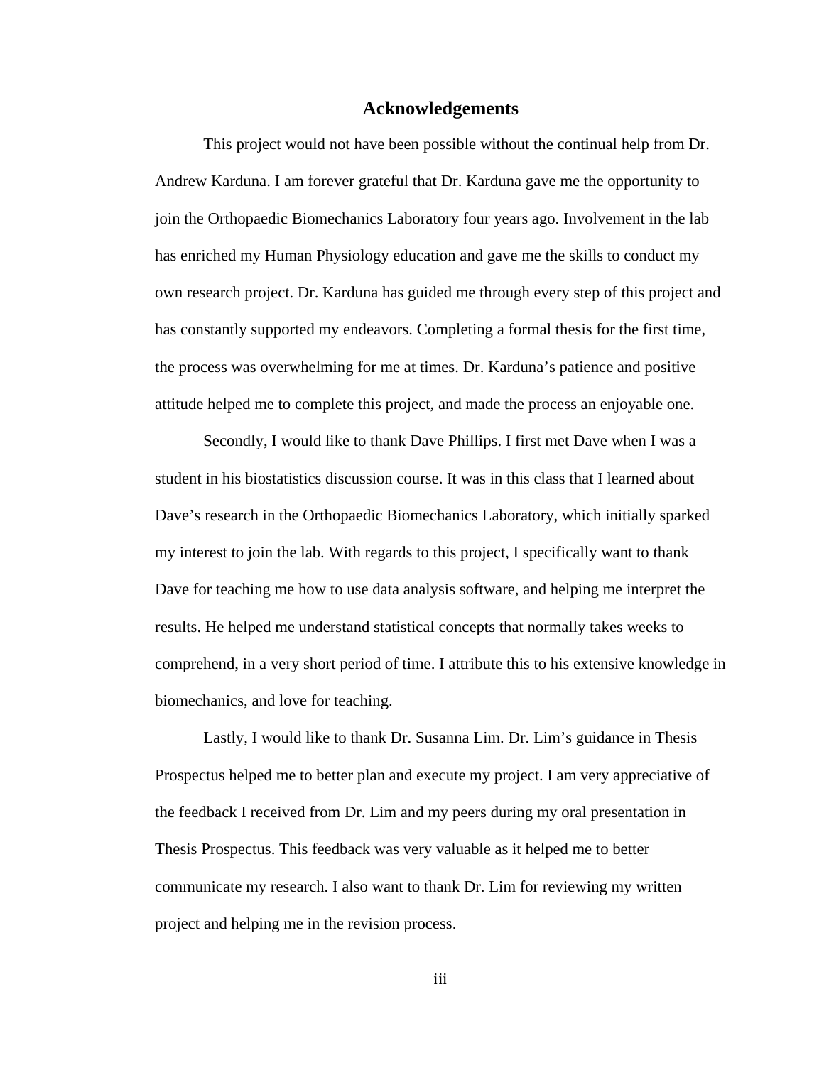## Acknowledgements

This project would not have been possible without the continual help from Dr. Andrew Karduna. I am forever grateful that Dr. Karduna gave me the opportunity to join the Orthopaedic Biomechanics Laboratory four years ago. Involvement in the lab has enriched my Human Physiology education and gave me the skills to conduct my own research project. Dr. Karduna has guided me through every step of this project and has constantly supported my endeavors. Completing a formal thesis for the first time, the process was overwhelming for me at times. Dr. Karduna's patience and positive attitude helped me to complete this project, and made the process an enjoyable one.

Secondly, I would like to thank Dave Phillips. I first met Dave when I was a student in his biostatistics discussion course. It was in this class that I learned about Dave's research in the Orthopaedic Biomechanics Laboratory, which initially sparked my interest to join the lab. With regards to this project, I specifically want to thank Dave for teaching me how to use data analysis software, and helping me interpret the results. He helped me understand statistical concepts that normally takes weeks to comprehend, in a very short period of time. I attribute this to his extensive knowledge in biomechanics, and love for teaching.

Lastly, I would like to thank Dr. Susanna Lim. Dr. Lim's guidance in Thesis Prospectus helped me to better plan and execute my project. I am very appreciative of the feedback I received from Dr. Lim and my peers during my oral presentation in Thesis Prospectus. This feedback was very valuable as it helped me to better communicate my research. I also want to thank Dr. Lim for reviewing my written project and helping me in the revision process.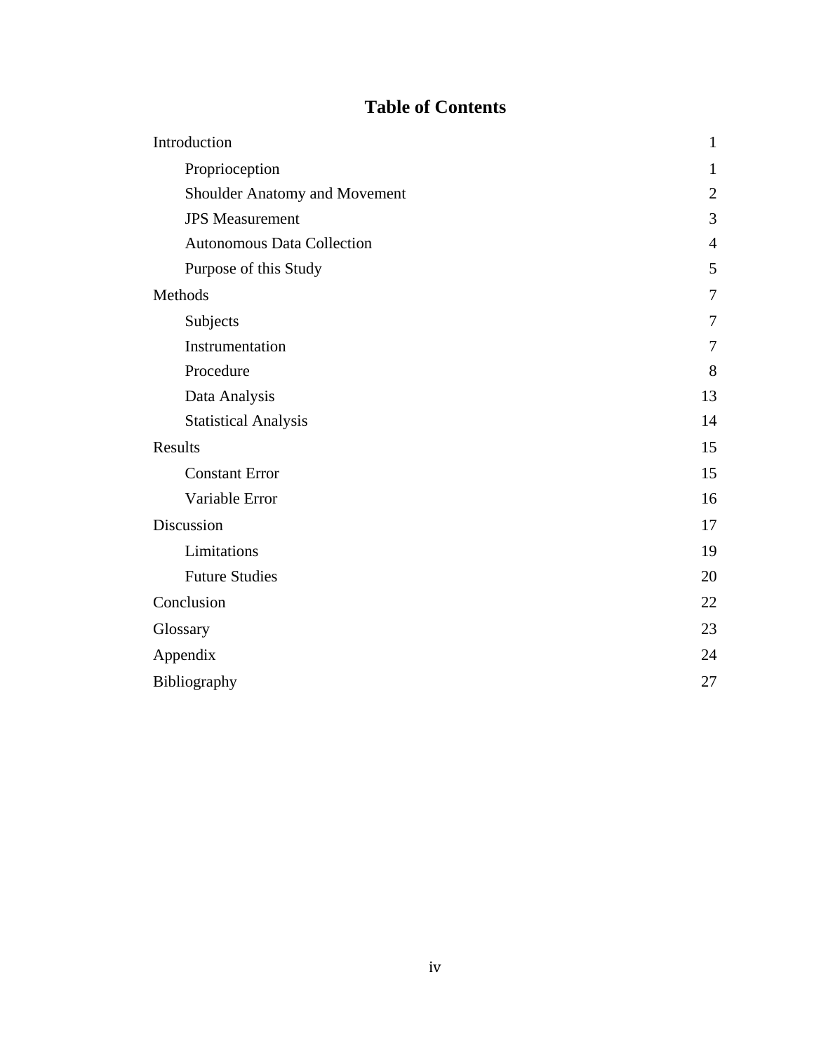# Table of Contents

| | |
|---|---|
| Introduction | 1 |
| Proprioception | 1 |
| Shoulder Anatomy and Movement | 2 |
| JPS Measurement | 3 |
| Autonomous Data Collection | 4 |
| Purpose of this Study | 5 |
| Methods | 7 |
| Subjects | 7 |
| Instrumentation | 7 |
| Procedure | 8 |
| Data Analysis | 13 |
| Statistical Analysis | 14 |
| Results | 15 |
| Constant Error | 15 |
| Variable Error | 16 |
| Discussion | 17 |
| Limitations | 19 |
| Future Studies | 20 |
| Conclusion | 22 |
| Glossary | 23 |
| Appendix | 24 |
| Bibliography | 27 |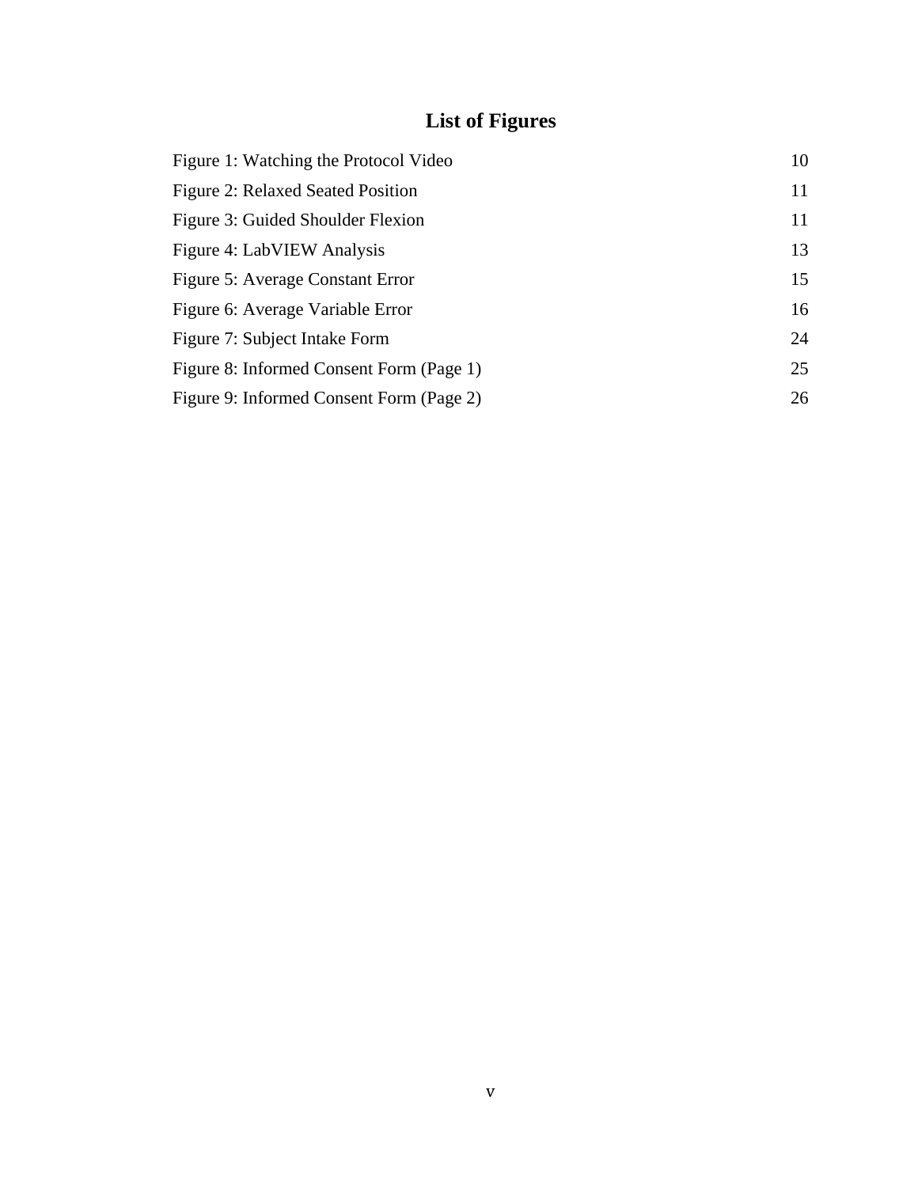# List of Figures

| | |
|---|---|
| Figure 1: Watching the Protocol Video | 10 |
| Figure 2: Relaxed Seated Position | 11 |
| Figure 3: Guided Shoulder Flexion | 11 |
| Figure 4: LabVIEW Analysis | 13 |
| Figure 5: Average Constant Error | 15 |
| Figure 6: Average Variable Error | 16 |
| Figure 7: Subject Intake Form | 24 |
| Figure 8: Informed Consent Form (Page 1) | 25 |
| Figure 9: Informed Consent Form (Page 2) | 26 |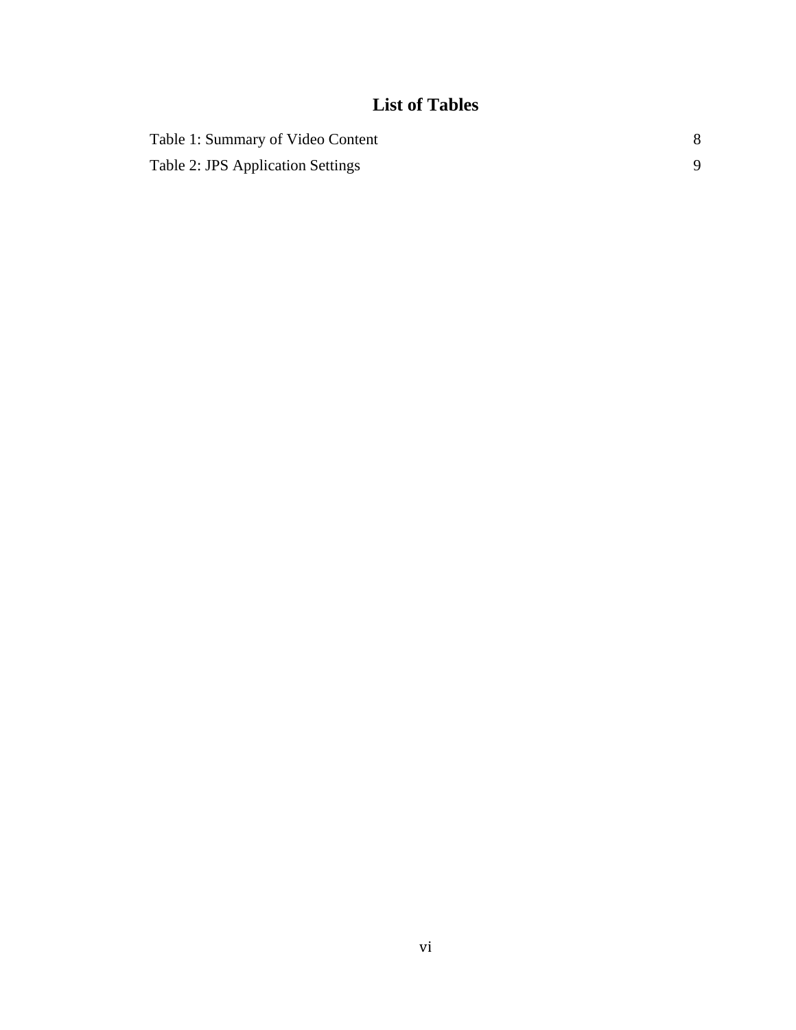# List of Tables

Table 1: Summary of Video Content 8

Table 2: JPS Application Settings 9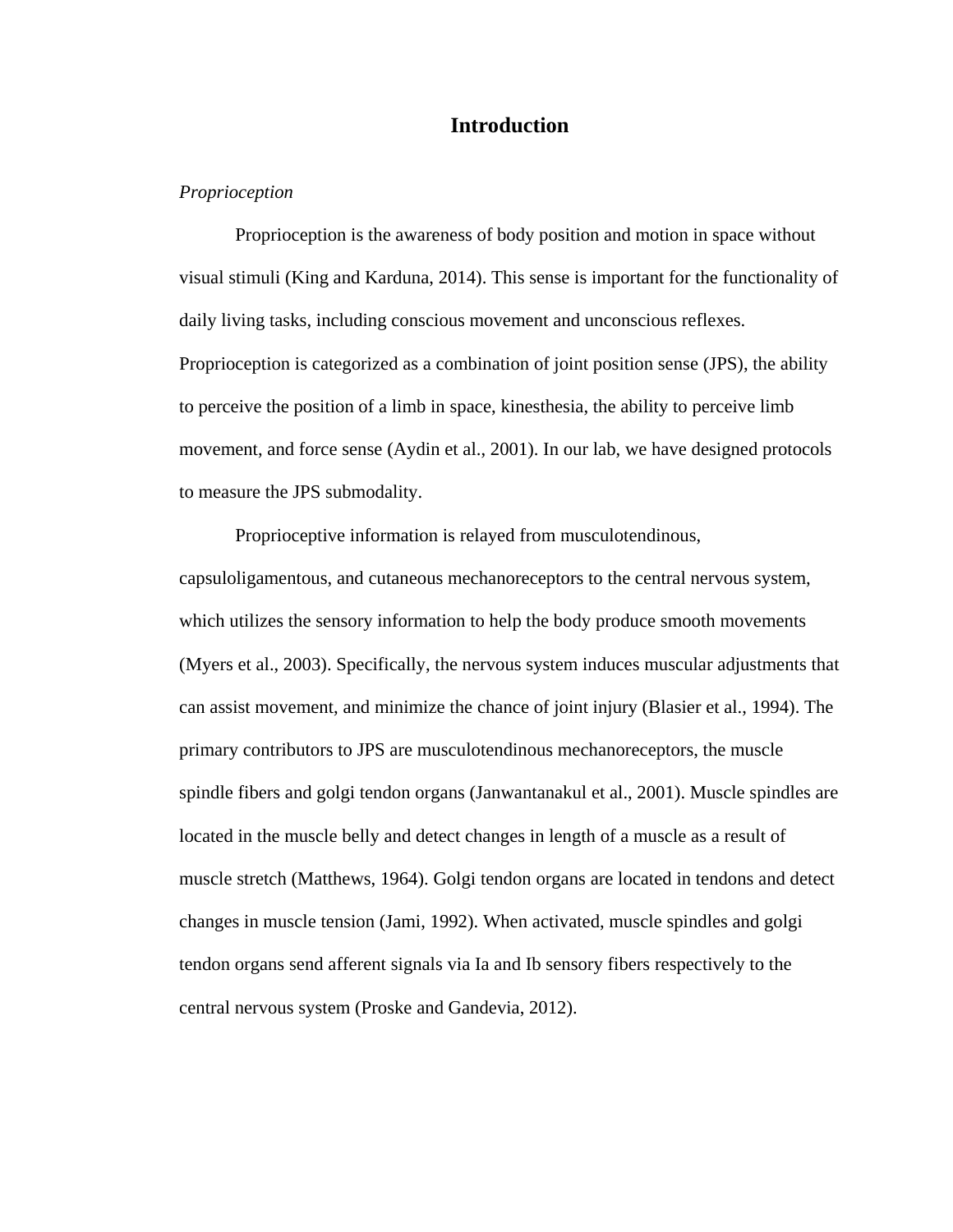# Introduction

*Proprioception*

Proprioception is the awareness of body position and motion in space without visual stimuli (King and Karduna, 2014). This sense is important for the functionality of daily living tasks, including conscious movement and unconscious reflexes. Proprioception is categorized as a combination of joint position sense (JPS), the ability to perceive the position of a limb in space, kinesthesia, the ability to perceive limb movement, and force sense (Aydin et al., 2001). In our lab, we have designed protocols to measure the JPS submodality.

Proprioceptive information is relayed from musculotendinous, capsuloligamentous, and cutaneous mechanoreceptors to the central nervous system, which utilizes the sensory information to help the body produce smooth movements (Myers et al., 2003). Specifically, the nervous system induces muscular adjustments that can assist movement, and minimize the chance of joint injury (Blasier et al., 1994). The primary contributors to JPS are musculotendinous mechanoreceptors, the muscle spindle fibers and golgi tendon organs (Janwantanakul et al., 2001). Muscle spindles are located in the muscle belly and detect changes in length of a muscle as a result of muscle stretch (Matthews, 1964). Golgi tendon organs are located in tendons and detect changes in muscle tension (Jami, 1992). When activated, muscle spindles and golgi tendon organs send afferent signals via Ia and Ib sensory fibers respectively to the central nervous system (Proske and Gandevia, 2012).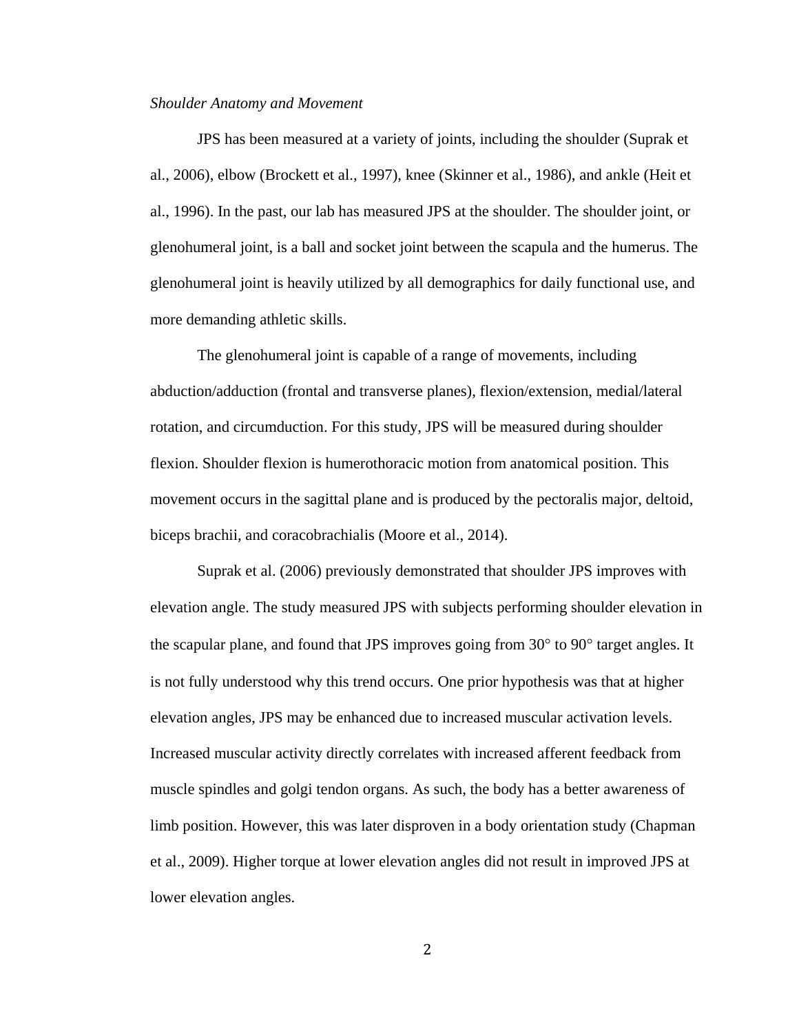*Shoulder Anatomy and Movement*

JPS has been measured at a variety of joints, including the shoulder (Suprak et al., 2006), elbow (Brockett et al., 1997), knee (Skinner et al., 1986), and ankle (Heit et al., 1996). In the past, our lab has measured JPS at the shoulder. The shoulder joint, or glenohumeral joint, is a ball and socket joint between the scapula and the humerus. The glenohumeral joint is heavily utilized by all demographics for daily functional use, and more demanding athletic skills.

The glenohumeral joint is capable of a range of movements, including abduction/adduction (frontal and transverse planes), flexion/extension, medial/lateral rotation, and circumduction. For this study, JPS will be measured during shoulder flexion. Shoulder flexion is humerothoracic motion from anatomical position. This movement occurs in the sagittal plane and is produced by the pectoralis major, deltoid, biceps brachii, and coracobrachialis (Moore et al., 2014).

Suprak et al. (2006) previously demonstrated that shoulder JPS improves with elevation angle. The study measured JPS with subjects performing shoulder elevation in the scapular plane, and found that JPS improves going from 30° to 90° target angles. It is not fully understood why this trend occurs. One prior hypothesis was that at higher elevation angles, JPS may be enhanced due to increased muscular activation levels. Increased muscular activity directly correlates with increased afferent feedback from muscle spindles and golgi tendon organs. As such, the body has a better awareness of limb position. However, this was later disproven in a body orientation study (Chapman et al., 2009). Higher torque at lower elevation angles did not result in improved JPS at lower elevation angles.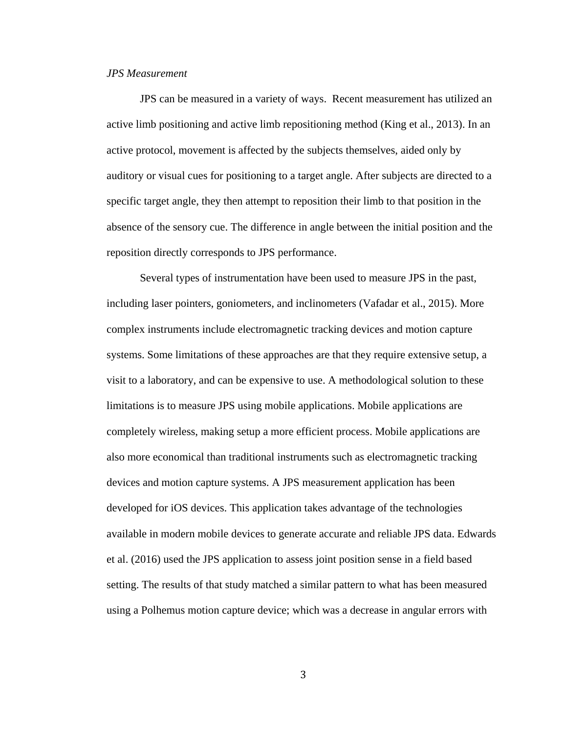*JPS Measurement*

JPS can be measured in a variety of ways.  Recent measurement has utilized an active limb positioning and active limb repositioning method (King et al., 2013). In an active protocol, movement is affected by the subjects themselves, aided only by auditory or visual cues for positioning to a target angle. After subjects are directed to a specific target angle, they then attempt to reposition their limb to that position in the absence of the sensory cue. The difference in angle between the initial position and the reposition directly corresponds to JPS performance.

Several types of instrumentation have been used to measure JPS in the past, including laser pointers, goniometers, and inclinometers (Vafadar et al., 2015). More complex instruments include electromagnetic tracking devices and motion capture systems. Some limitations of these approaches are that they require extensive setup, a visit to a laboratory, and can be expensive to use. A methodological solution to these limitations is to measure JPS using mobile applications. Mobile applications are completely wireless, making setup a more efficient process. Mobile applications are also more economical than traditional instruments such as electromagnetic tracking devices and motion capture systems. A JPS measurement application has been developed for iOS devices. This application takes advantage of the technologies available in modern mobile devices to generate accurate and reliable JPS data. Edwards et al. (2016) used the JPS application to assess joint position sense in a field based setting. The results of that study matched a similar pattern to what has been measured using a Polhemus motion capture device; which was a decrease in angular errors with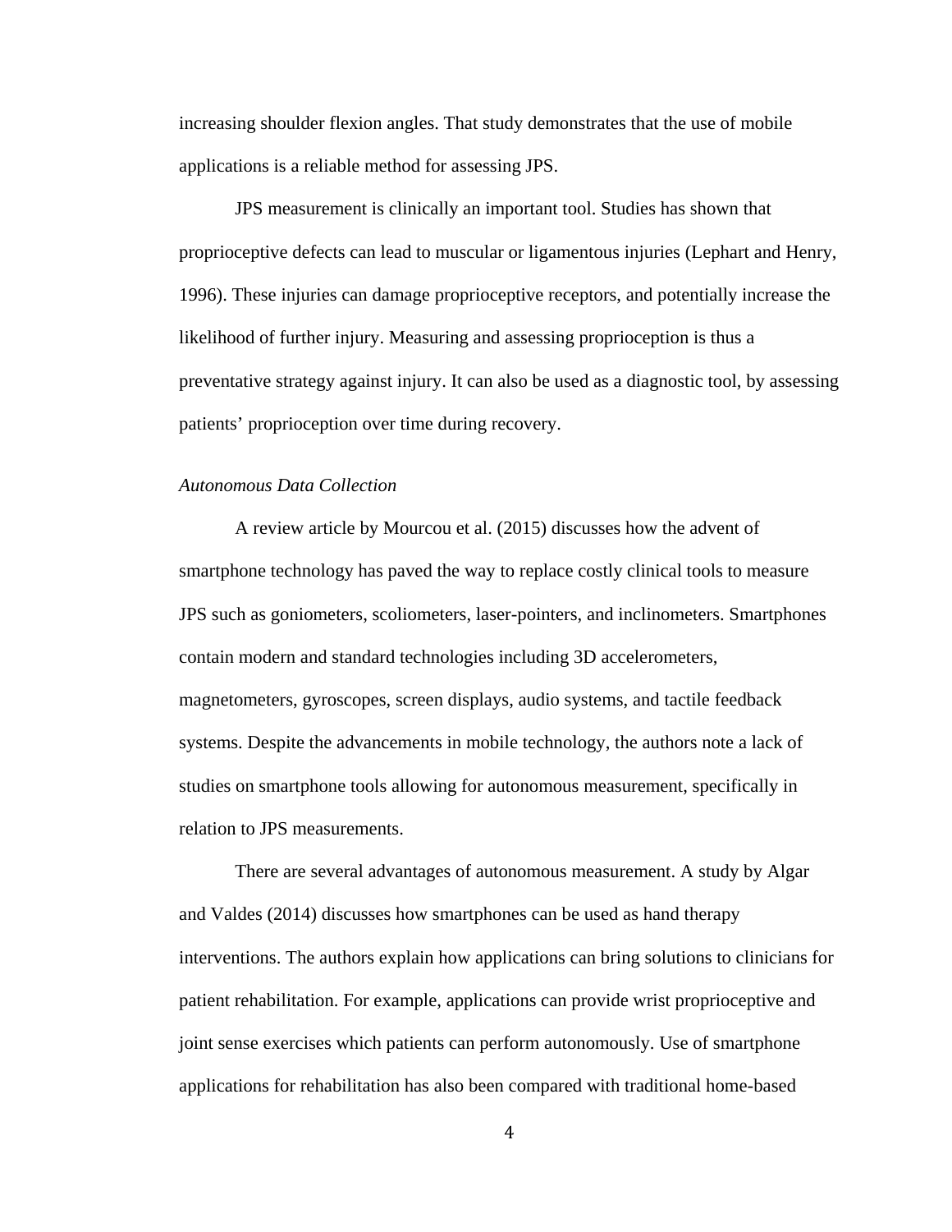increasing shoulder flexion angles. That study demonstrates that the use of mobile applications is a reliable method for assessing JPS.

JPS measurement is clinically an important tool. Studies has shown that proprioceptive defects can lead to muscular or ligamentous injuries (Lephart and Henry, 1996). These injuries can damage proprioceptive receptors, and potentially increase the likelihood of further injury. Measuring and assessing proprioception is thus a preventative strategy against injury. It can also be used as a diagnostic tool, by assessing patients' proprioception over time during recovery.

*Autonomous Data Collection*

A review article by Mourcou et al. (2015) discusses how the advent of smartphone technology has paved the way to replace costly clinical tools to measure JPS such as goniometers, scoliometers, laser-pointers, and inclinometers. Smartphones contain modern and standard technologies including 3D accelerometers, magnetometers, gyroscopes, screen displays, audio systems, and tactile feedback systems. Despite the advancements in mobile technology, the authors note a lack of studies on smartphone tools allowing for autonomous measurement, specifically in relation to JPS measurements.

There are several advantages of autonomous measurement. A study by Algar and Valdes (2014) discusses how smartphones can be used as hand therapy interventions. The authors explain how applications can bring solutions to clinicians for patient rehabilitation. For example, applications can provide wrist proprioceptive and joint sense exercises which patients can perform autonomously. Use of smartphone applications for rehabilitation has also been compared with traditional home-based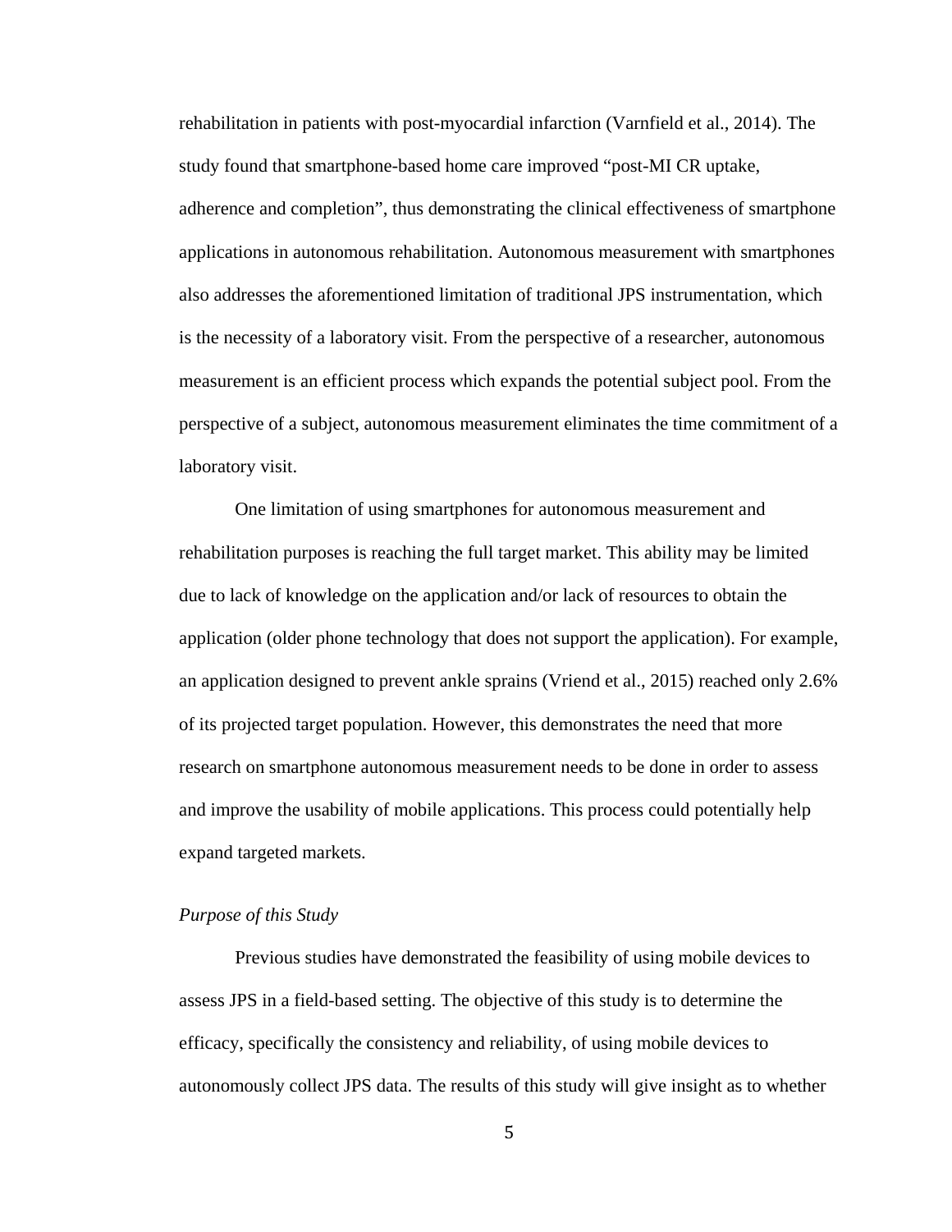rehabilitation in patients with post-myocardial infarction (Varnfield et al., 2014). The study found that smartphone-based home care improved "post-MI CR uptake, adherence and completion", thus demonstrating the clinical effectiveness of smartphone applications in autonomous rehabilitation. Autonomous measurement with smartphones also addresses the aforementioned limitation of traditional JPS instrumentation, which is the necessity of a laboratory visit. From the perspective of a researcher, autonomous measurement is an efficient process which expands the potential subject pool. From the perspective of a subject, autonomous measurement eliminates the time commitment of a laboratory visit.

One limitation of using smartphones for autonomous measurement and rehabilitation purposes is reaching the full target market. This ability may be limited due to lack of knowledge on the application and/or lack of resources to obtain the application (older phone technology that does not support the application). For example, an application designed to prevent ankle sprains (Vriend et al., 2015) reached only 2.6% of its projected target population. However, this demonstrates the need that more research on smartphone autonomous measurement needs to be done in order to assess and improve the usability of mobile applications. This process could potentially help expand targeted markets.

### *Purpose of this Study*

Previous studies have demonstrated the feasibility of using mobile devices to assess JPS in a field-based setting. The objective of this study is to determine the efficacy, specifically the consistency and reliability, of using mobile devices to autonomously collect JPS data. The results of this study will give insight as to whether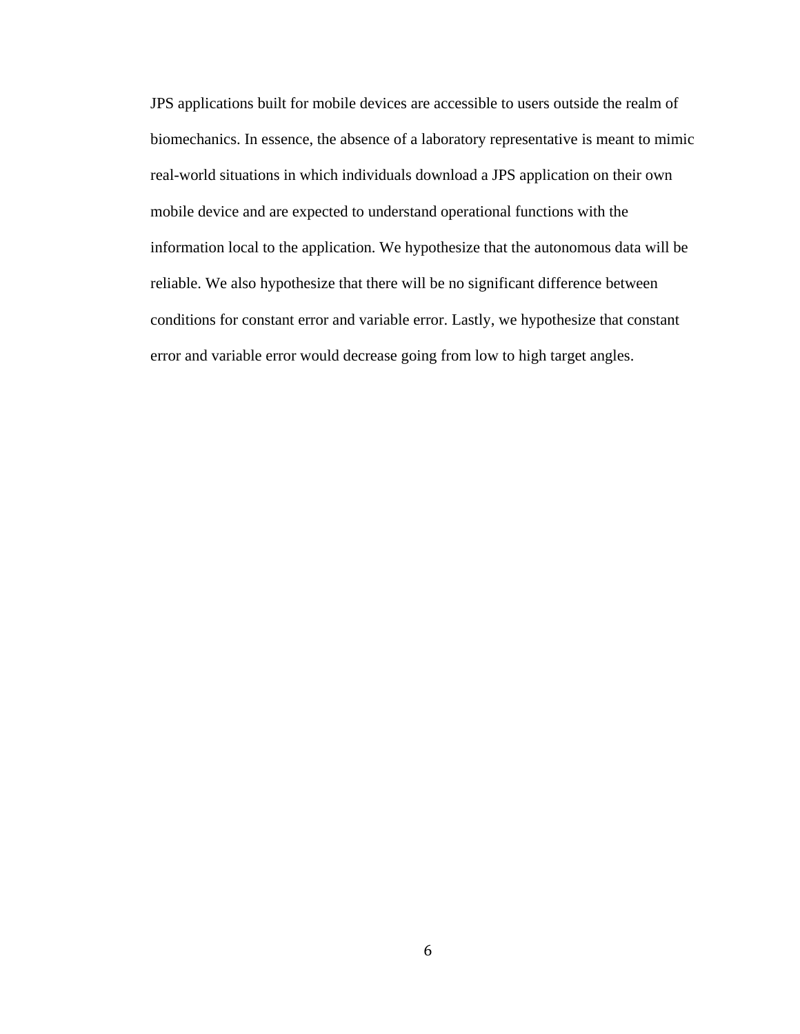JPS applications built for mobile devices are accessible to users outside the realm of biomechanics. In essence, the absence of a laboratory representative is meant to mimic real-world situations in which individuals download a JPS application on their own mobile device and are expected to understand operational functions with the information local to the application. We hypothesize that the autonomous data will be reliable. We also hypothesize that there will be no significant difference between conditions for constant error and variable error. Lastly, we hypothesize that constant error and variable error would decrease going from low to high target angles.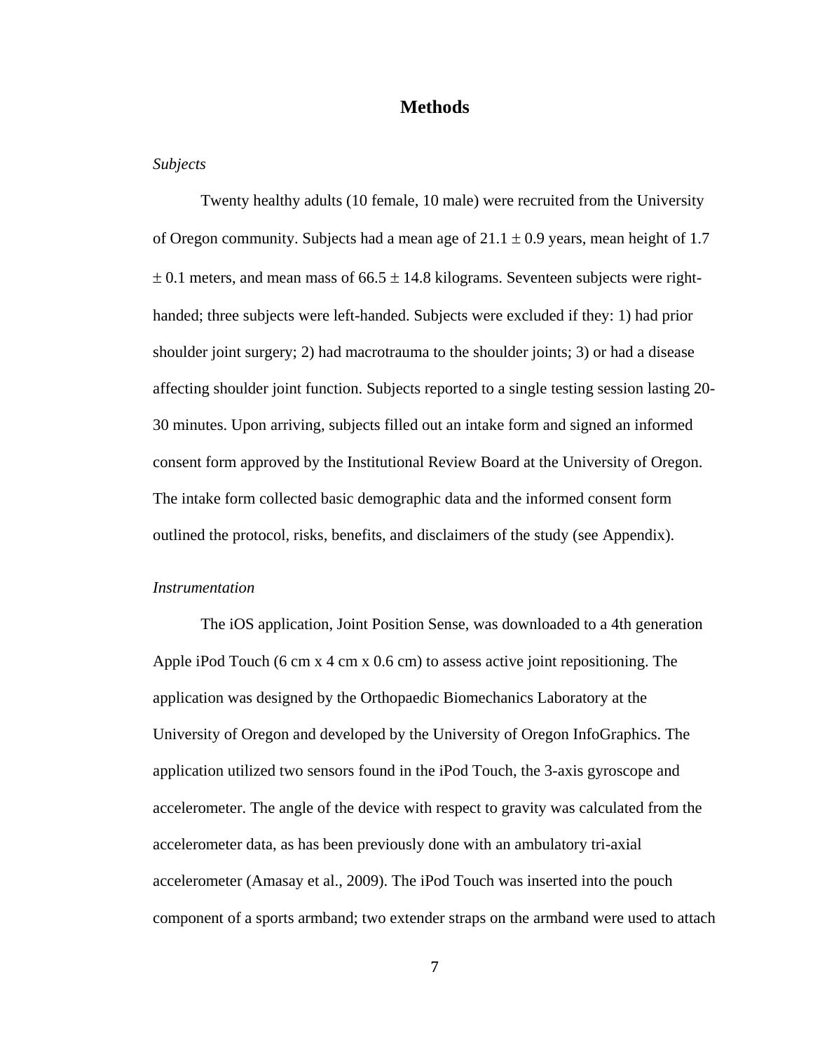# Methods

*Subjects*

Twenty healthy adults (10 female, 10 male) were recruited from the University of Oregon community. Subjects had a mean age of 21.1 ± 0.9 years, mean height of 1.7 ± 0.1 meters, and mean mass of 66.5 ± 14.8 kilograms. Seventeen subjects were right-handed; three subjects were left-handed. Subjects were excluded if they: 1) had prior shoulder joint surgery; 2) had macrotrauma to the shoulder joints; 3) or had a disease affecting shoulder joint function. Subjects reported to a single testing session lasting 20-30 minutes. Upon arriving, subjects filled out an intake form and signed an informed consent form approved by the Institutional Review Board at the University of Oregon. The intake form collected basic demographic data and the informed consent form outlined the protocol, risks, benefits, and disclaimers of the study (see Appendix).

*Instrumentation*

The iOS application, Joint Position Sense, was downloaded to a 4th generation Apple iPod Touch (6 cm x 4 cm x 0.6 cm) to assess active joint repositioning. The application was designed by the Orthopaedic Biomechanics Laboratory at the University of Oregon and developed by the University of Oregon InfoGraphics. The application utilized two sensors found in the iPod Touch, the 3-axis gyroscope and accelerometer. The angle of the device with respect to gravity was calculated from the accelerometer data, as has been previously done with an ambulatory tri-axial accelerometer (Amasay et al., 2009). The iPod Touch was inserted into the pouch component of a sports armband; two extender straps on the armband were used to attach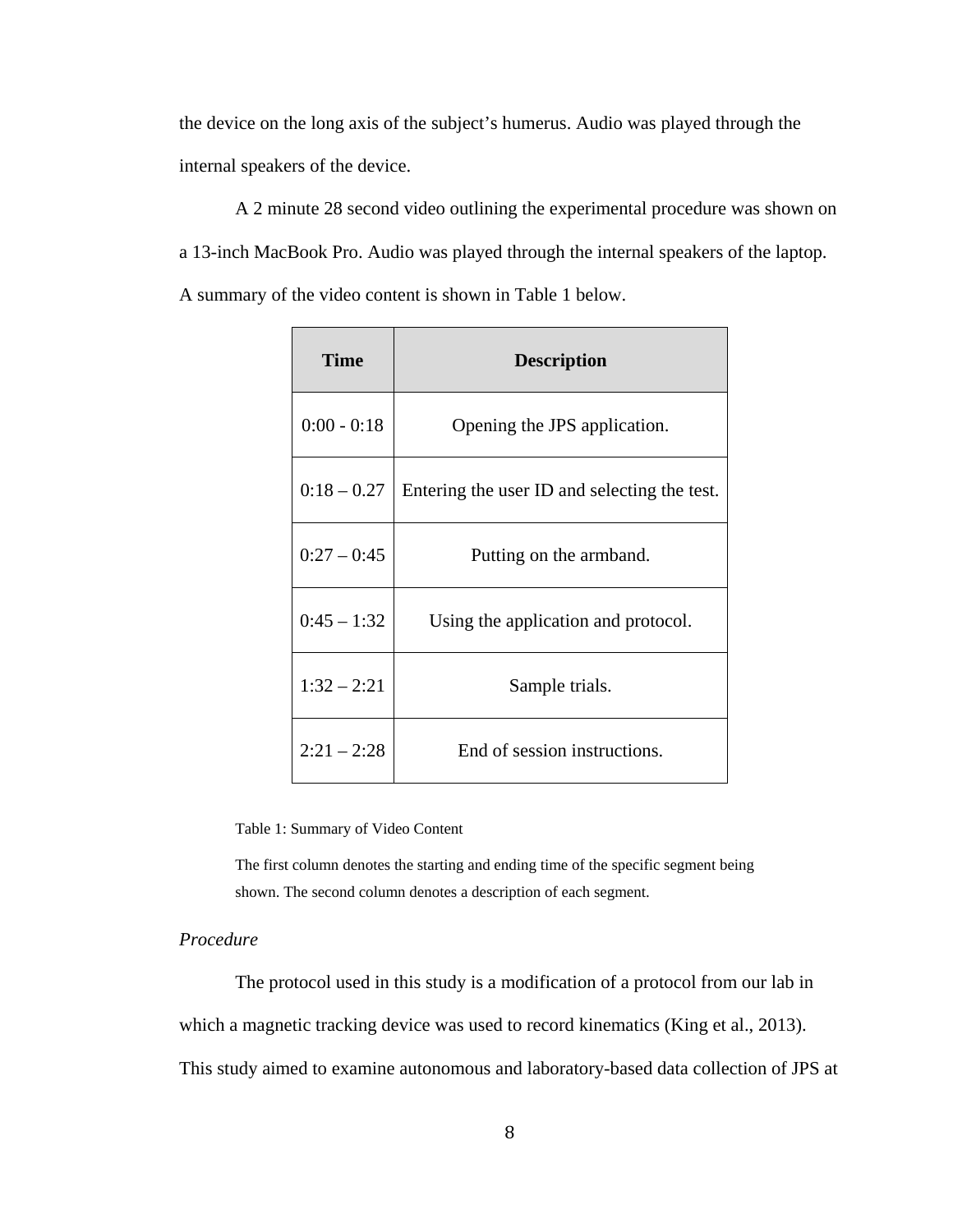the device on the long axis of the subject’s humerus. Audio was played through the internal speakers of the device.

A 2 minute 28 second video outlining the experimental procedure was shown on a 13-inch MacBook Pro. Audio was played through the internal speakers of the laptop. A summary of the video content is shown in Table 1 below.

| Time | Description |
| --- | --- |
| 0:00 - 0:18 | Opening the JPS application. |
| 0:18 – 0.27 | Entering the user ID and selecting the test. |
| 0:27 – 0:45 | Putting on the armband. |
| 0:45 – 1:32 | Using the application and protocol. |
| 1:32 – 2:21 | Sample trials. |
| 2:21 – 2:28 | End of session instructions. |

Table 1: Summary of Video Content

The first column denotes the starting and ending time of the specific segment being shown. The second column denotes a description of each segment.

*Procedure*

The protocol used in this study is a modification of a protocol from our lab in which a magnetic tracking device was used to record kinematics (King et al., 2013). This study aimed to examine autonomous and laboratory-based data collection of JPS at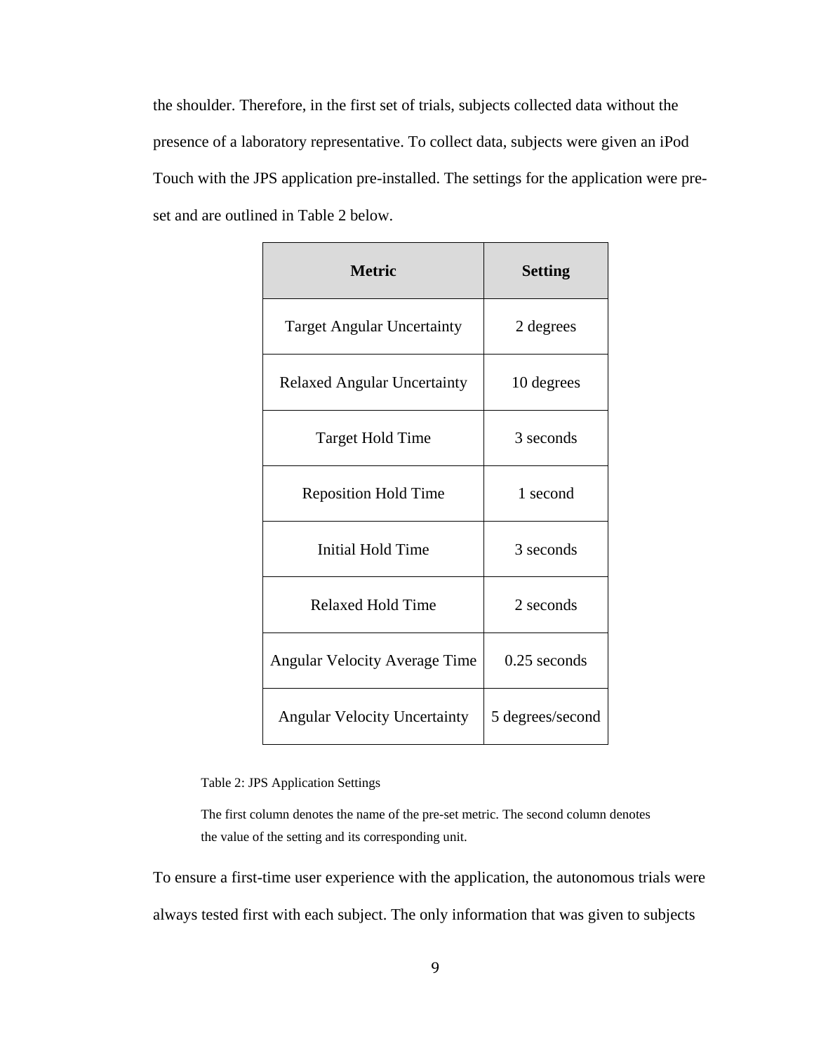the shoulder. Therefore, in the first set of trials, subjects collected data without the presence of a laboratory representative. To collect data, subjects were given an iPod Touch with the JPS application pre-installed. The settings for the application were pre-set and are outlined in Table 2 below.

| Metric | Setting |
|---|---|
| Target Angular Uncertainty | 2 degrees |
| Relaxed Angular Uncertainty | 10 degrees |
| Target Hold Time | 3 seconds |
| Reposition Hold Time | 1 second |
| Initial Hold Time | 3 seconds |
| Relaxed Hold Time | 2 seconds |
| Angular Velocity Average Time | 0.25 seconds |
| Angular Velocity Uncertainty | 5 degrees/second |

Table 2: JPS Application Settings

The first column denotes the name of the pre-set metric. The second column denotes the value of the setting and its corresponding unit.

To ensure a first-time user experience with the application, the autonomous trials were always tested first with each subject. The only information that was given to subjects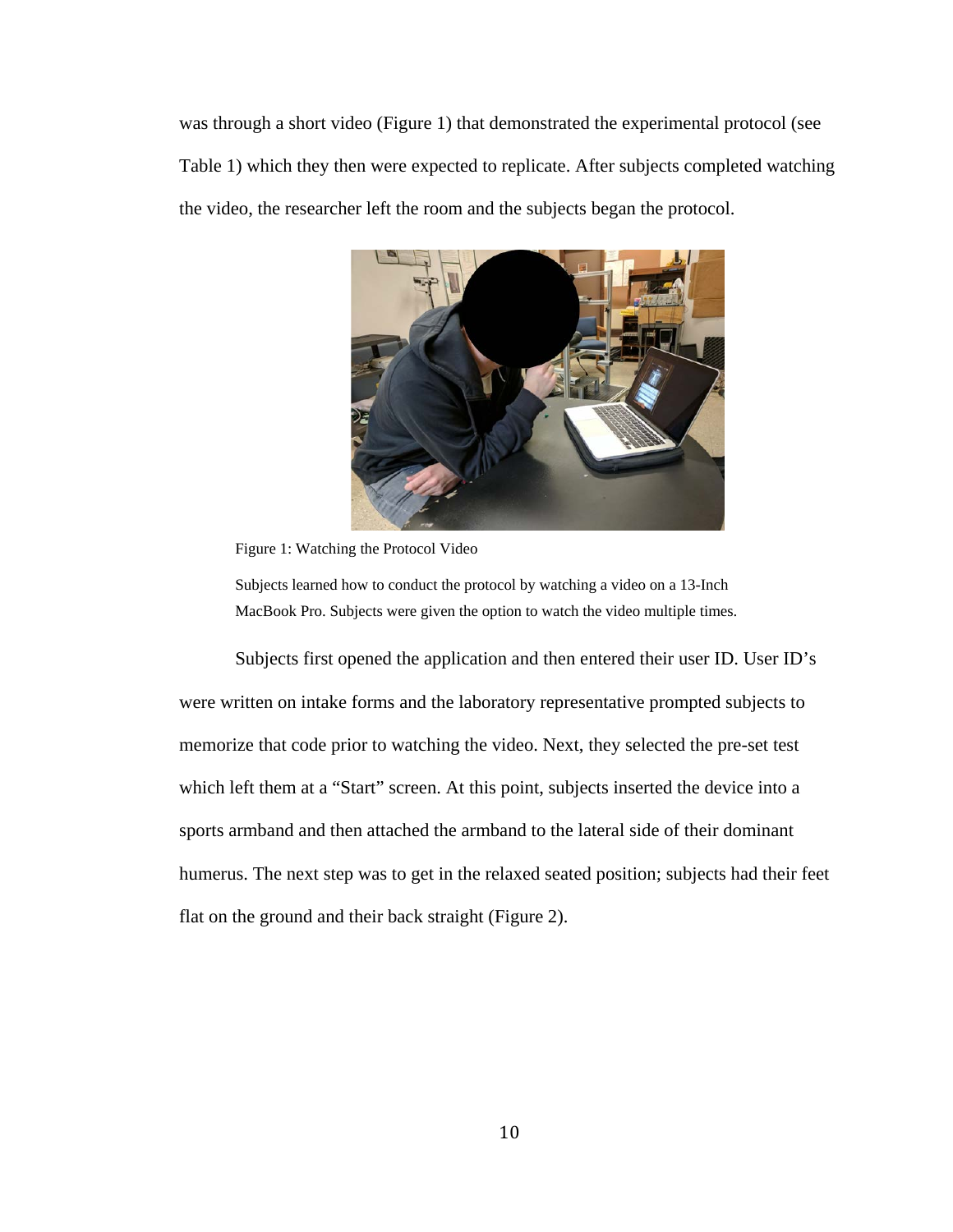was through a short video (Figure 1) that demonstrated the experimental protocol (see Table 1) which they then were expected to replicate. After subjects completed watching the video, the researcher left the room and the subjects began the protocol.

Figure 1: Watching the Protocol Video

Subjects learned how to conduct the protocol by watching a video on a 13-Inch MacBook Pro. Subjects were given the option to watch the video multiple times.

Subjects first opened the application and then entered their user ID. User ID's were written on intake forms and the laboratory representative prompted subjects to memorize that code prior to watching the video. Next, they selected the pre-set test which left them at a "Start" screen. At this point, subjects inserted the device into a sports armband and then attached the armband to the lateral side of their dominant humerus. The next step was to get in the relaxed seated position; subjects had their feet flat on the ground and their back straight (Figure 2).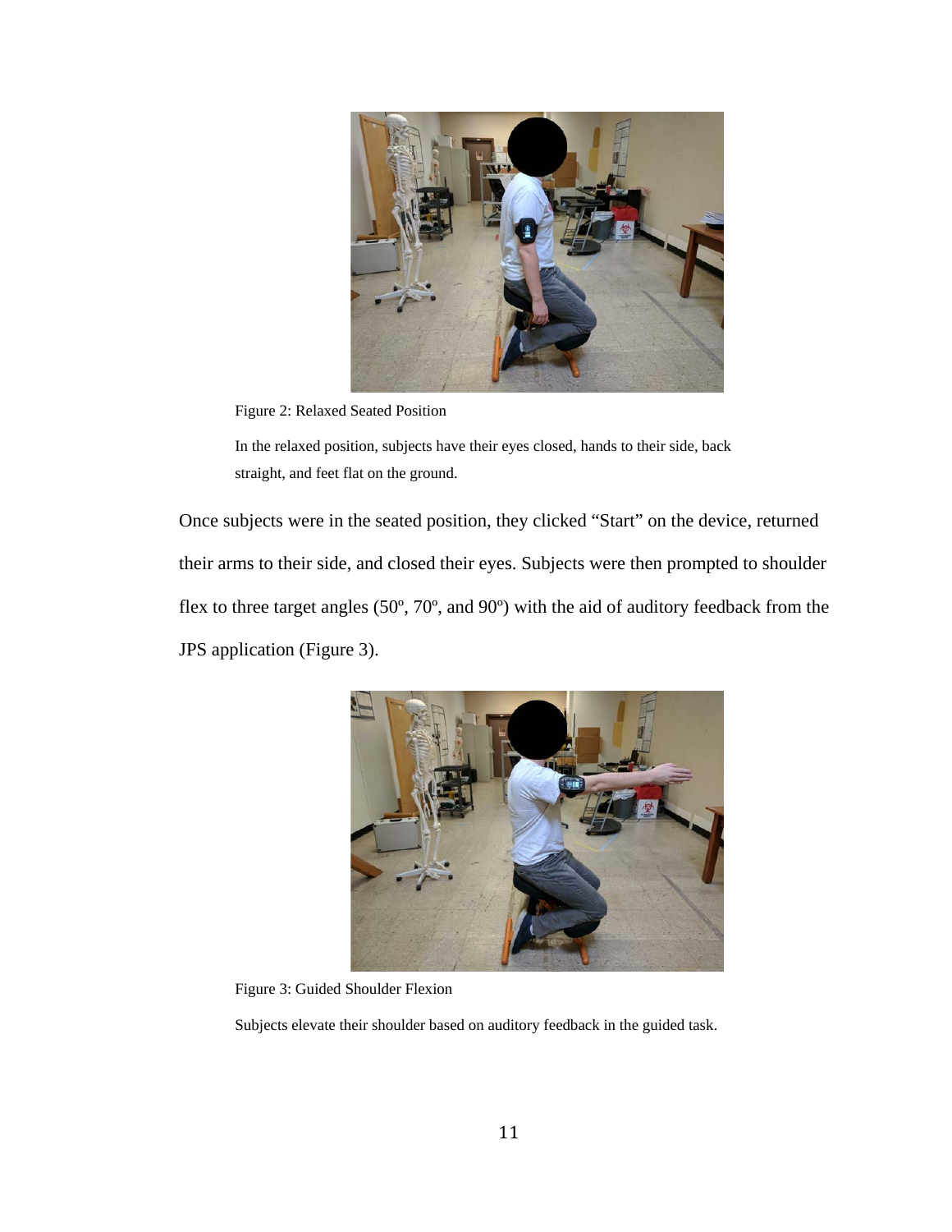Figure 2: Relaxed Seated Position

In the relaxed position, subjects have their eyes closed, hands to their side, back straight, and feet flat on the ground.

Once subjects were in the seated position, they clicked “Start” on the device, returned their arms to their side, and closed their eyes. Subjects were then prompted to shoulder flex to three target angles (50º, 70º, and 90º) with the aid of auditory feedback from the JPS application (Figure 3).

Figure 3: Guided Shoulder Flexion

Subjects elevate their shoulder based on auditory feedback in the guided task.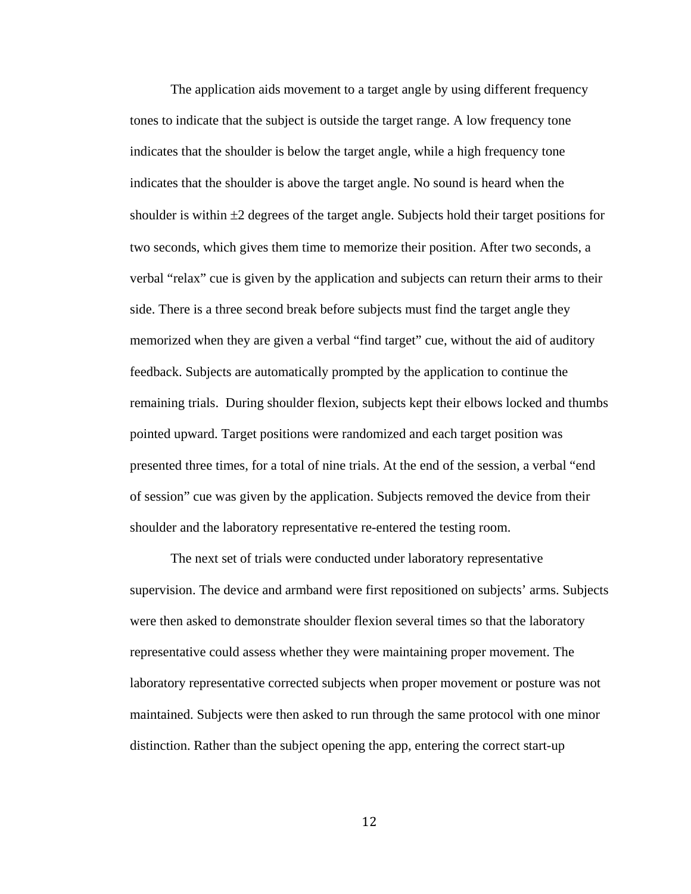The application aids movement to a target angle by using different frequency tones to indicate that the subject is outside the target range. A low frequency tone indicates that the shoulder is below the target angle, while a high frequency tone indicates that the shoulder is above the target angle. No sound is heard when the shoulder is within $\pm 2$ degrees of the target angle. Subjects hold their target positions for two seconds, which gives them time to memorize their position. After two seconds, a verbal "relax" cue is given by the application and subjects can return their arms to their side. There is a three second break before subjects must find the target angle they memorized when they are given a verbal "find target" cue, without the aid of auditory feedback. Subjects are automatically prompted by the application to continue the remaining trials.  During shoulder flexion, subjects kept their elbows locked and thumbs pointed upward. Target positions were randomized and each target position was presented three times, for a total of nine trials. At the end of the session, a verbal "end of session" cue was given by the application. Subjects removed the device from their shoulder and the laboratory representative re-entered the testing room.

The next set of trials were conducted under laboratory representative supervision. The device and armband were first repositioned on subjects' arms. Subjects were then asked to demonstrate shoulder flexion several times so that the laboratory representative could assess whether they were maintaining proper movement. The laboratory representative corrected subjects when proper movement or posture was not maintained. Subjects were then asked to run through the same protocol with one minor distinction. Rather than the subject opening the app, entering the correct start-up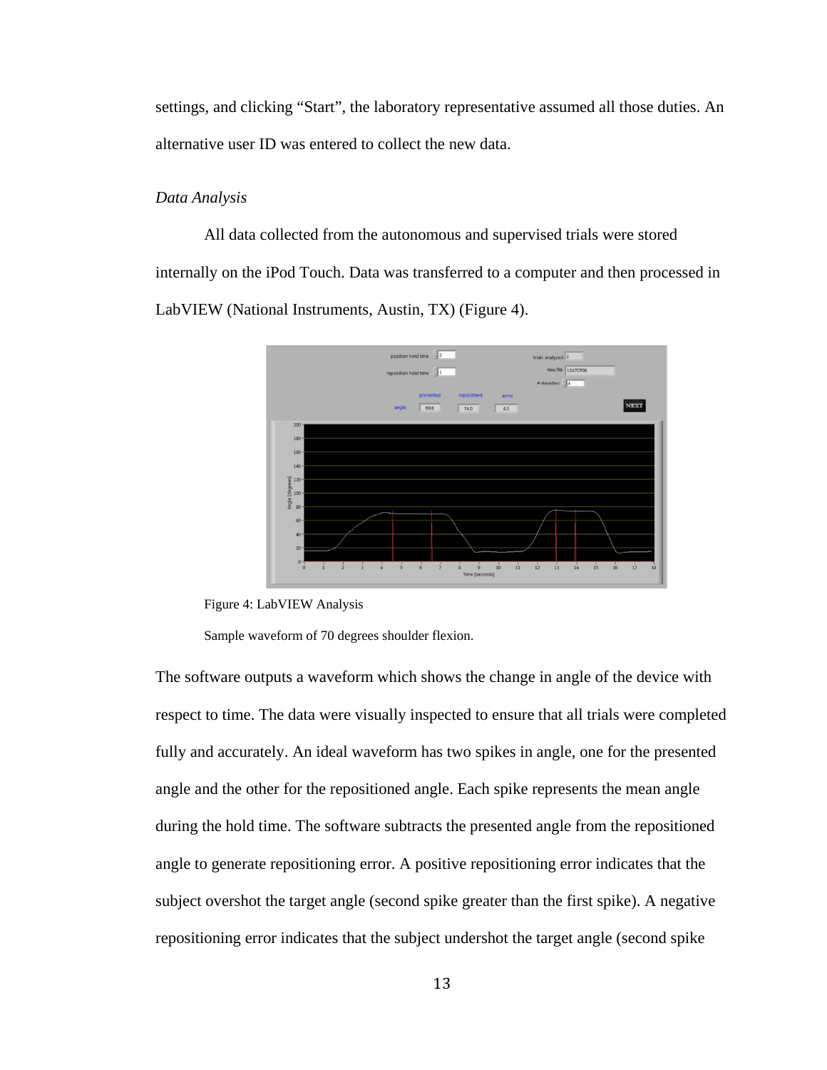settings, and clicking "Start", the laboratory representative assumed all those duties. An alternative user ID was entered to collect the new data.

*Data Analysis*

All data collected from the autonomous and supervised trials were stored internally on the iPod Touch. Data was transferred to a computer and then processed in LabVIEW (National Instruments, Austin, TX) (Figure 4).

Figure 4: LabVIEW Analysis

Sample waveform of 70 degrees shoulder flexion.

The software outputs a waveform which shows the change in angle of the device with respect to time. The data were visually inspected to ensure that all trials were completed fully and accurately. An ideal waveform has two spikes in angle, one for the presented angle and the other for the repositioned angle. Each spike represents the mean angle during the hold time. The software subtracts the presented angle from the repositioned angle to generate repositioning error. A positive repositioning error indicates that the subject overshot the target angle (second spike greater than the first spike). A negative repositioning error indicates that the subject undershot the target angle (second spike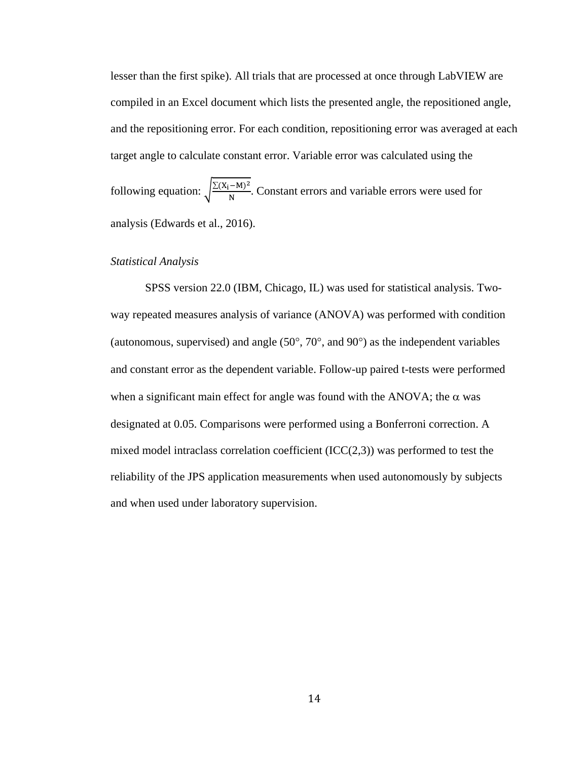lesser than the first spike). All trials that are processed at once through LabVIEW are compiled in an Excel document which lists the presented angle, the repositioned angle, and the repositioning error. For each condition, repositioning error was averaged at each target angle to calculate constant error. Variable error was calculated using the following equation: $\sqrt{\frac{\sum(X_i - M)^2}{N}}$. Constant errors and variable errors were used for analysis (Edwards et al., 2016).

*Statistical Analysis*

SPSS version 22.0 (IBM, Chicago, IL) was used for statistical analysis. Two-way repeated measures analysis of variance (ANOVA) was performed with condition (autonomous, supervised) and angle (50°, 70°, and 90°) as the independent variables and constant error as the dependent variable. Follow-up paired t-tests were performed when a significant main effect for angle was found with the ANOVA; the $\alpha$ was designated at 0.05. Comparisons were performed using a Bonferroni correction. A mixed model intraclass correlation coefficient (ICC(2,3)) was performed to test the reliability of the JPS application measurements when used autonomously by subjects and when used under laboratory supervision.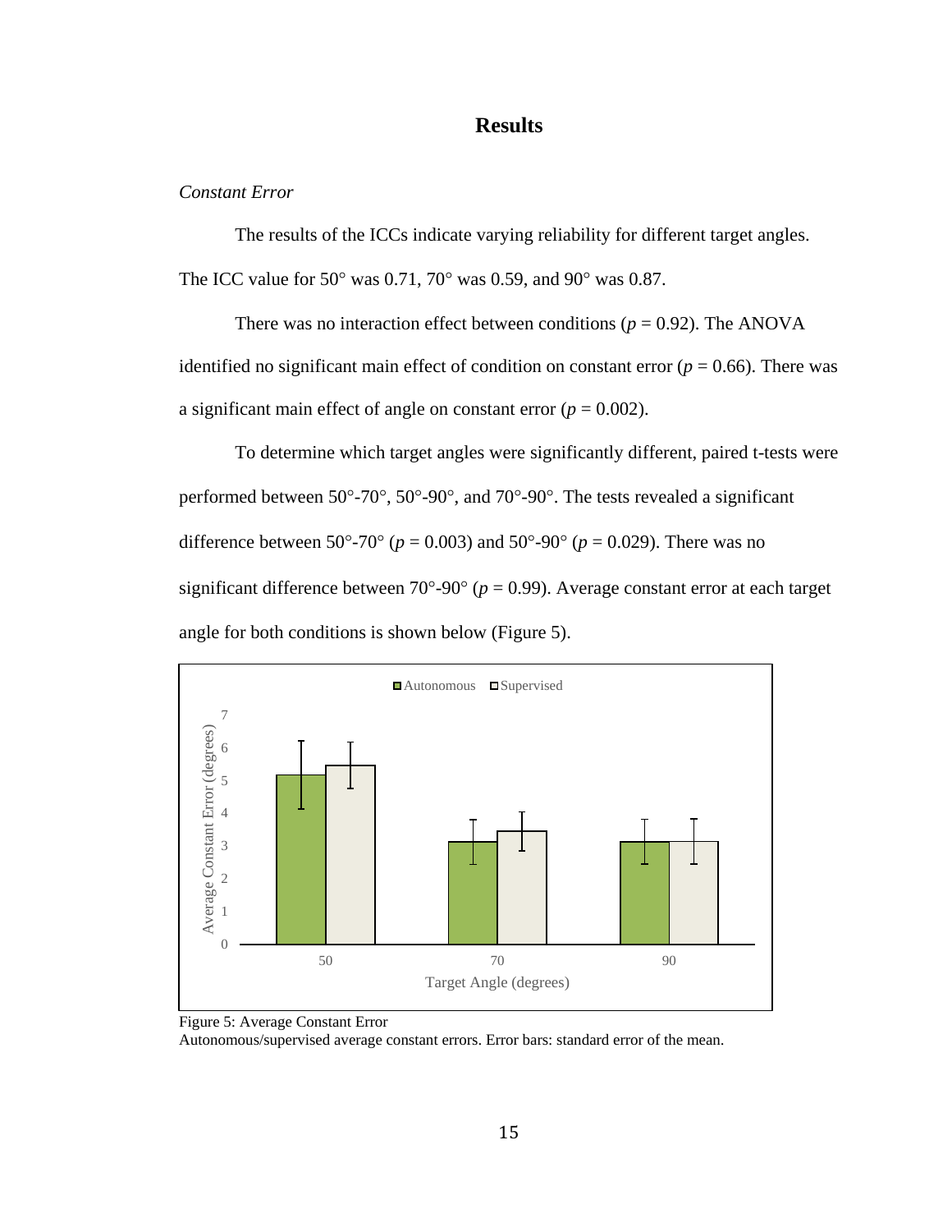# Results

*Constant Error*

The results of the ICCs indicate varying reliability for different target angles. The ICC value for 50° was 0.71, 70° was 0.59, and 90° was 0.87.

There was no interaction effect between conditions ($p = 0.92$). The ANOVA identified no significant main effect of condition on constant error ($p = 0.66$). There was a significant main effect of angle on constant error ($p = 0.002$).

To determine which target angles were significantly different, paired t-tests were performed between 50°-70°, 50°-90°, and 70°-90°. The tests revealed a significant difference between 50°-70° ($p = 0.003$) and 50°-90° ($p = 0.029$). There was no significant difference between 70°-90° ($p = 0.99$). Average constant error at each target angle for both conditions is shown below (Figure 5).

Figure 5: Average Constant Error
Autonomous/supervised average constant errors. Error bars: standard error of the mean.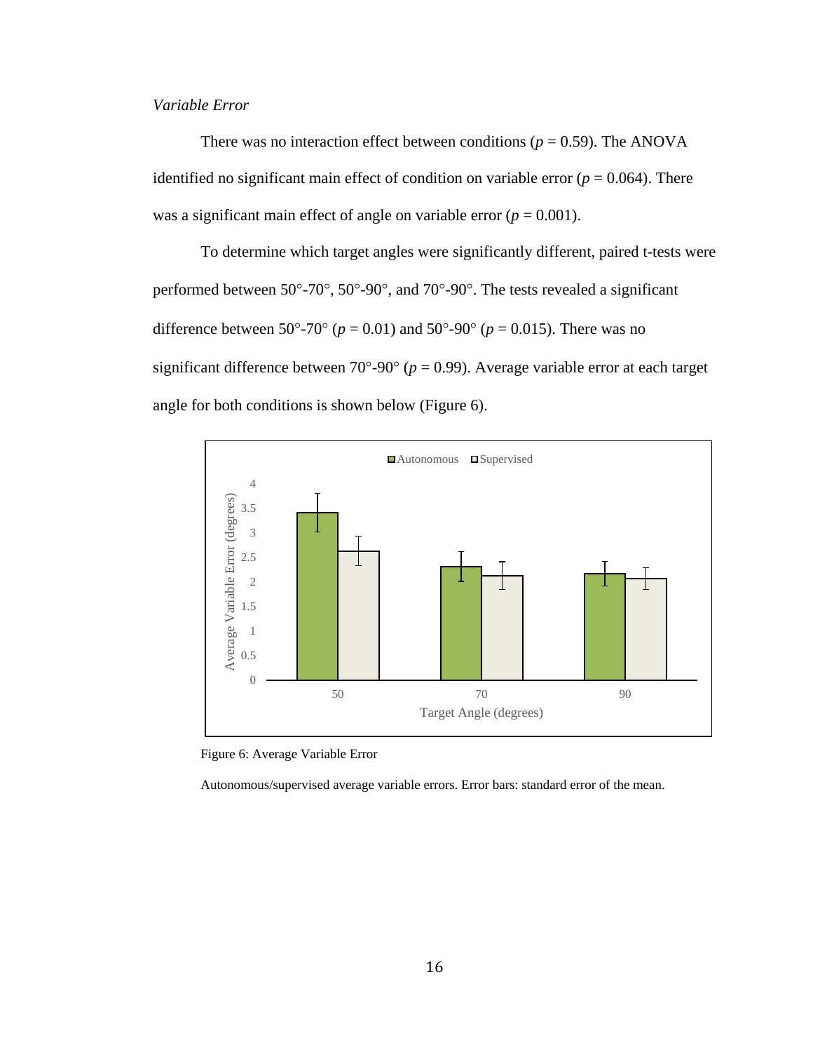*Variable Error*

There was no interaction effect between conditions ($p = 0.59$). The ANOVA identified no significant main effect of condition on variable error ($p = 0.064$). There was a significant main effect of angle on variable error ($p = 0.001$).

To determine which target angles were significantly different, paired t-tests were performed between 50°-70°, 50°-90°, and 70°-90°. The tests revealed a significant difference between 50°-70° ($p = 0.01$) and 50°-90° ($p = 0.015$). There was no significant difference between 70°-90° ($p = 0.99$). Average variable error at each target angle for both conditions is shown below (Figure 6).

Figure 6: Average Variable Error

Autonomous/supervised average variable errors. Error bars: standard error of the mean.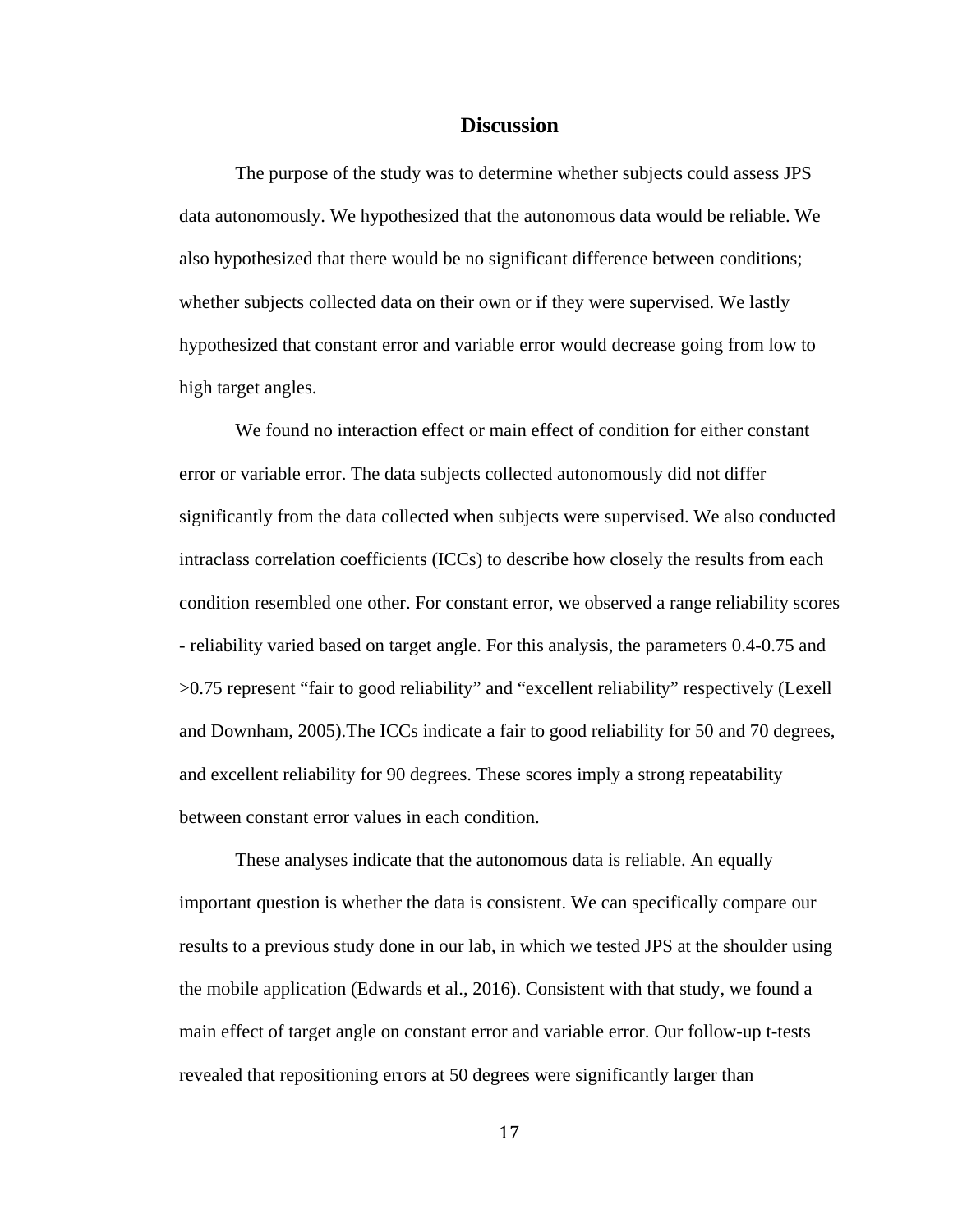# Discussion

The purpose of the study was to determine whether subjects could assess JPS data autonomously. We hypothesized that the autonomous data would be reliable. We also hypothesized that there would be no significant difference between conditions; whether subjects collected data on their own or if they were supervised. We lastly hypothesized that constant error and variable error would decrease going from low to high target angles.

We found no interaction effect or main effect of condition for either constant error or variable error. The data subjects collected autonomously did not differ significantly from the data collected when subjects were supervised. We also conducted intraclass correlation coefficients (ICCs) to describe how closely the results from each condition resembled one other. For constant error, we observed a range reliability scores - reliability varied based on target angle. For this analysis, the parameters 0.4-0.75 and >0.75 represent "fair to good reliability" and "excellent reliability" respectively (Lexell and Downham, 2005).The ICCs indicate a fair to good reliability for 50 and 70 degrees, and excellent reliability for 90 degrees. These scores imply a strong repeatability between constant error values in each condition.

These analyses indicate that the autonomous data is reliable. An equally important question is whether the data is consistent. We can specifically compare our results to a previous study done in our lab, in which we tested JPS at the shoulder using the mobile application (Edwards et al., 2016). Consistent with that study, we found a main effect of target angle on constant error and variable error. Our follow-up t-tests revealed that repositioning errors at 50 degrees were significantly larger than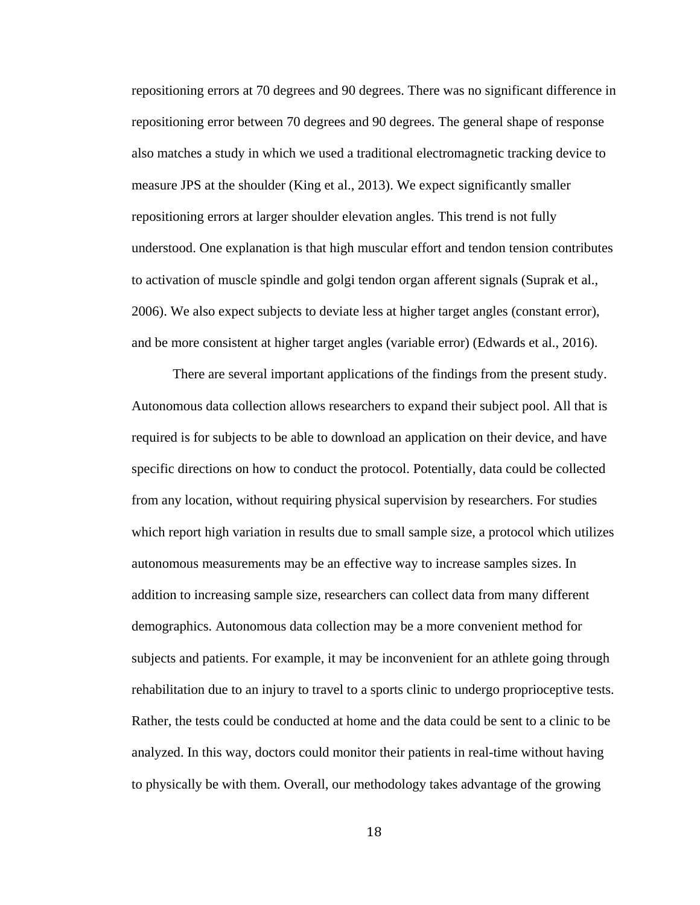repositioning errors at 70 degrees and 90 degrees. There was no significant difference in repositioning error between 70 degrees and 90 degrees. The general shape of response also matches a study in which we used a traditional electromagnetic tracking device to measure JPS at the shoulder (King et al., 2013). We expect significantly smaller repositioning errors at larger shoulder elevation angles. This trend is not fully understood. One explanation is that high muscular effort and tendon tension contributes to activation of muscle spindle and golgi tendon organ afferent signals (Suprak et al., 2006). We also expect subjects to deviate less at higher target angles (constant error), and be more consistent at higher target angles (variable error) (Edwards et al., 2016).

There are several important applications of the findings from the present study. Autonomous data collection allows researchers to expand their subject pool. All that is required is for subjects to be able to download an application on their device, and have specific directions on how to conduct the protocol. Potentially, data could be collected from any location, without requiring physical supervision by researchers. For studies which report high variation in results due to small sample size, a protocol which utilizes autonomous measurements may be an effective way to increase samples sizes. In addition to increasing sample size, researchers can collect data from many different demographics. Autonomous data collection may be a more convenient method for subjects and patients. For example, it may be inconvenient for an athlete going through rehabilitation due to an injury to travel to a sports clinic to undergo proprioceptive tests. Rather, the tests could be conducted at home and the data could be sent to a clinic to be analyzed. In this way, doctors could monitor their patients in real-time without having to physically be with them. Overall, our methodology takes advantage of the growing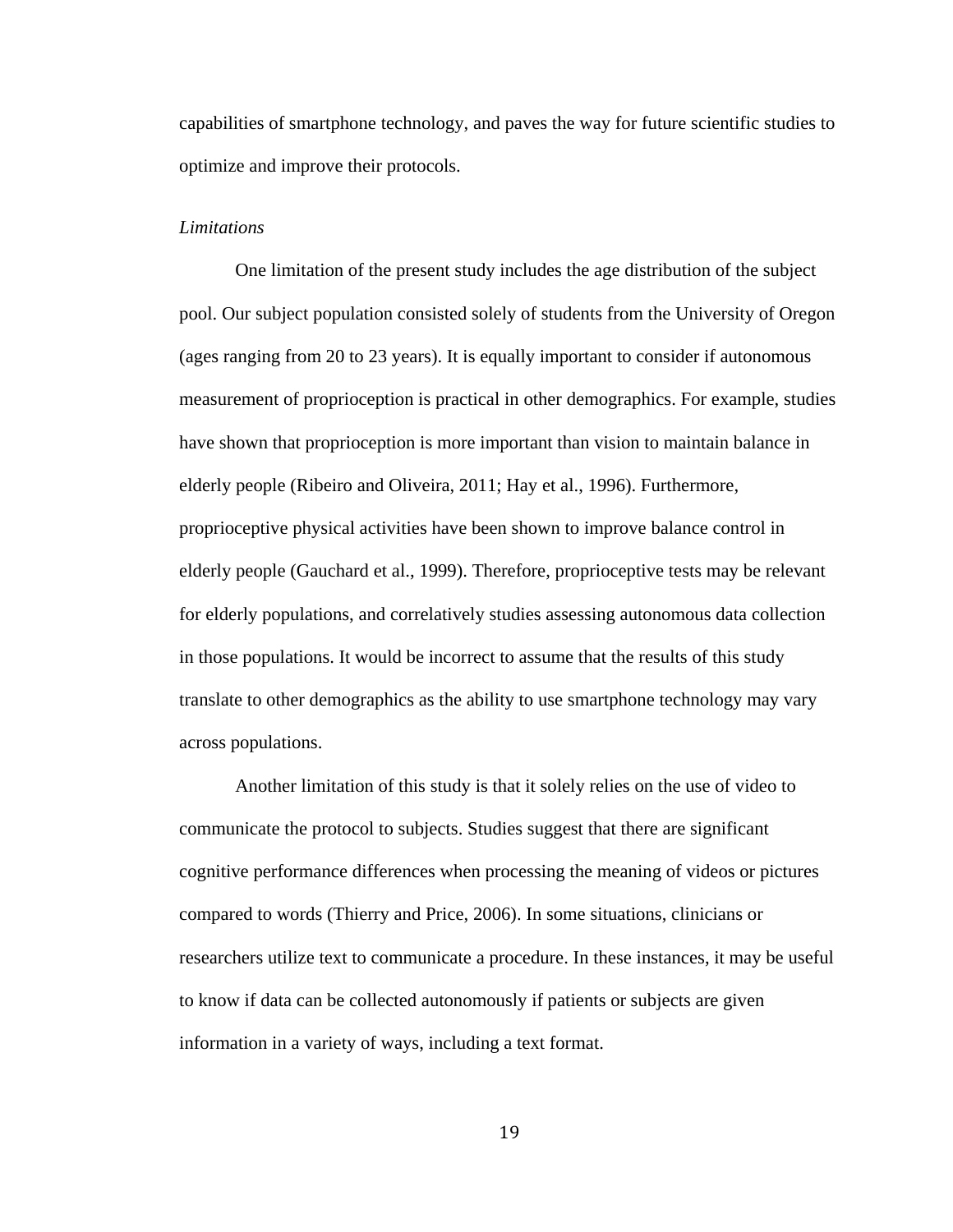capabilities of smartphone technology, and paves the way for future scientific studies to optimize and improve their protocols.

*Limitations*

One limitation of the present study includes the age distribution of the subject pool. Our subject population consisted solely of students from the University of Oregon (ages ranging from 20 to 23 years). It is equally important to consider if autonomous measurement of proprioception is practical in other demographics. For example, studies have shown that proprioception is more important than vision to maintain balance in elderly people (Ribeiro and Oliveira, 2011; Hay et al., 1996). Furthermore, proprioceptive physical activities have been shown to improve balance control in elderly people (Gauchard et al., 1999). Therefore, proprioceptive tests may be relevant for elderly populations, and correlatively studies assessing autonomous data collection in those populations. It would be incorrect to assume that the results of this study translate to other demographics as the ability to use smartphone technology may vary across populations.

Another limitation of this study is that it solely relies on the use of video to communicate the protocol to subjects. Studies suggest that there are significant cognitive performance differences when processing the meaning of videos or pictures compared to words (Thierry and Price, 2006). In some situations, clinicians or researchers utilize text to communicate a procedure. In these instances, it may be useful to know if data can be collected autonomously if patients or subjects are given information in a variety of ways, including a text format.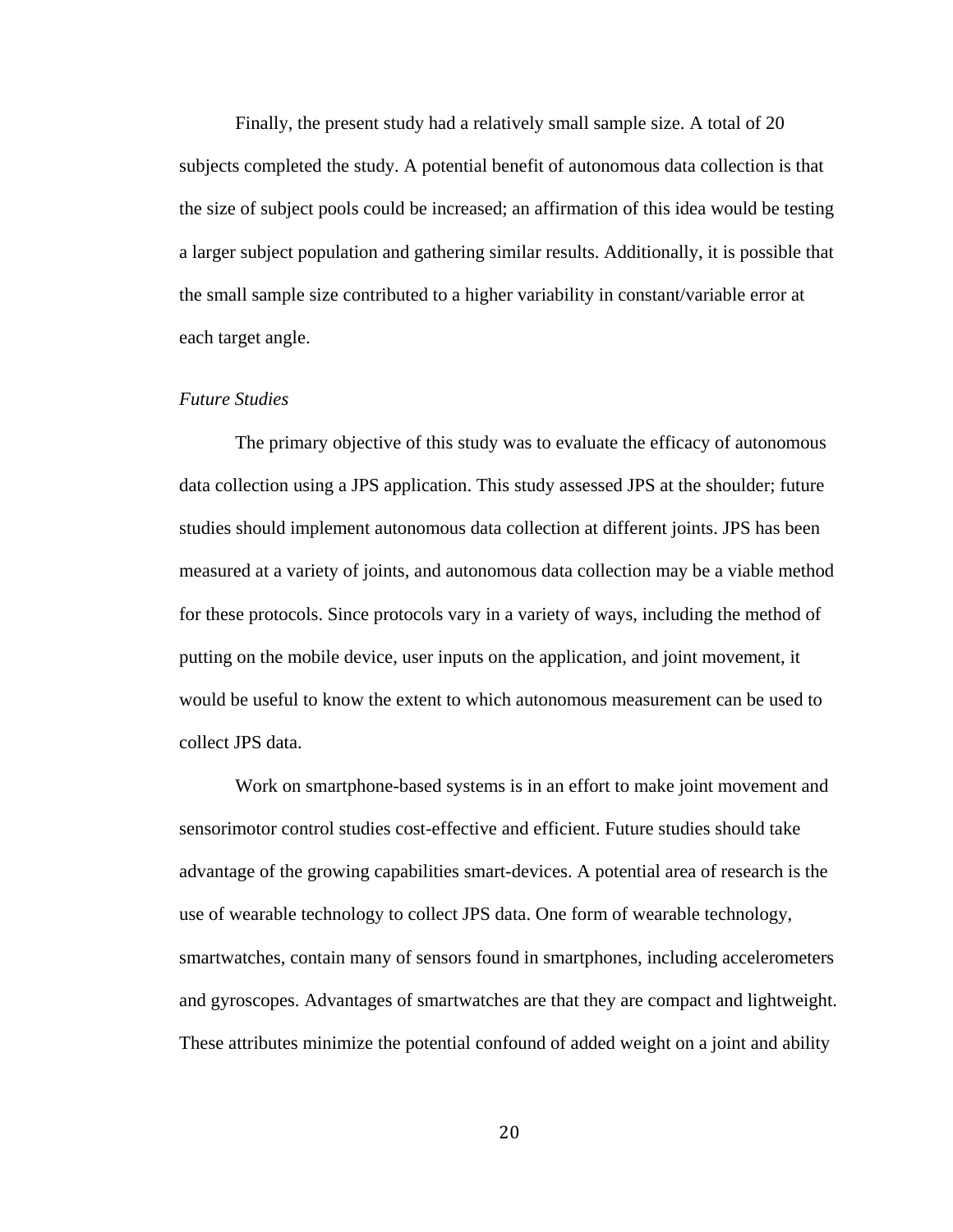Finally, the present study had a relatively small sample size. A total of 20 subjects completed the study. A potential benefit of autonomous data collection is that the size of subject pools could be increased; an affirmation of this idea would be testing a larger subject population and gathering similar results. Additionally, it is possible that the small sample size contributed to a higher variability in constant/variable error at each target angle.

*Future Studies*

The primary objective of this study was to evaluate the efficacy of autonomous data collection using a JPS application. This study assessed JPS at the shoulder; future studies should implement autonomous data collection at different joints. JPS has been measured at a variety of joints, and autonomous data collection may be a viable method for these protocols. Since protocols vary in a variety of ways, including the method of putting on the mobile device, user inputs on the application, and joint movement, it would be useful to know the extent to which autonomous measurement can be used to collect JPS data.

Work on smartphone-based systems is in an effort to make joint movement and sensorimotor control studies cost-effective and efficient. Future studies should take advantage of the growing capabilities smart-devices. A potential area of research is the use of wearable technology to collect JPS data. One form of wearable technology, smartwatches, contain many of sensors found in smartphones, including accelerometers and gyroscopes. Advantages of smartwatches are that they are compact and lightweight. These attributes minimize the potential confound of added weight on a joint and ability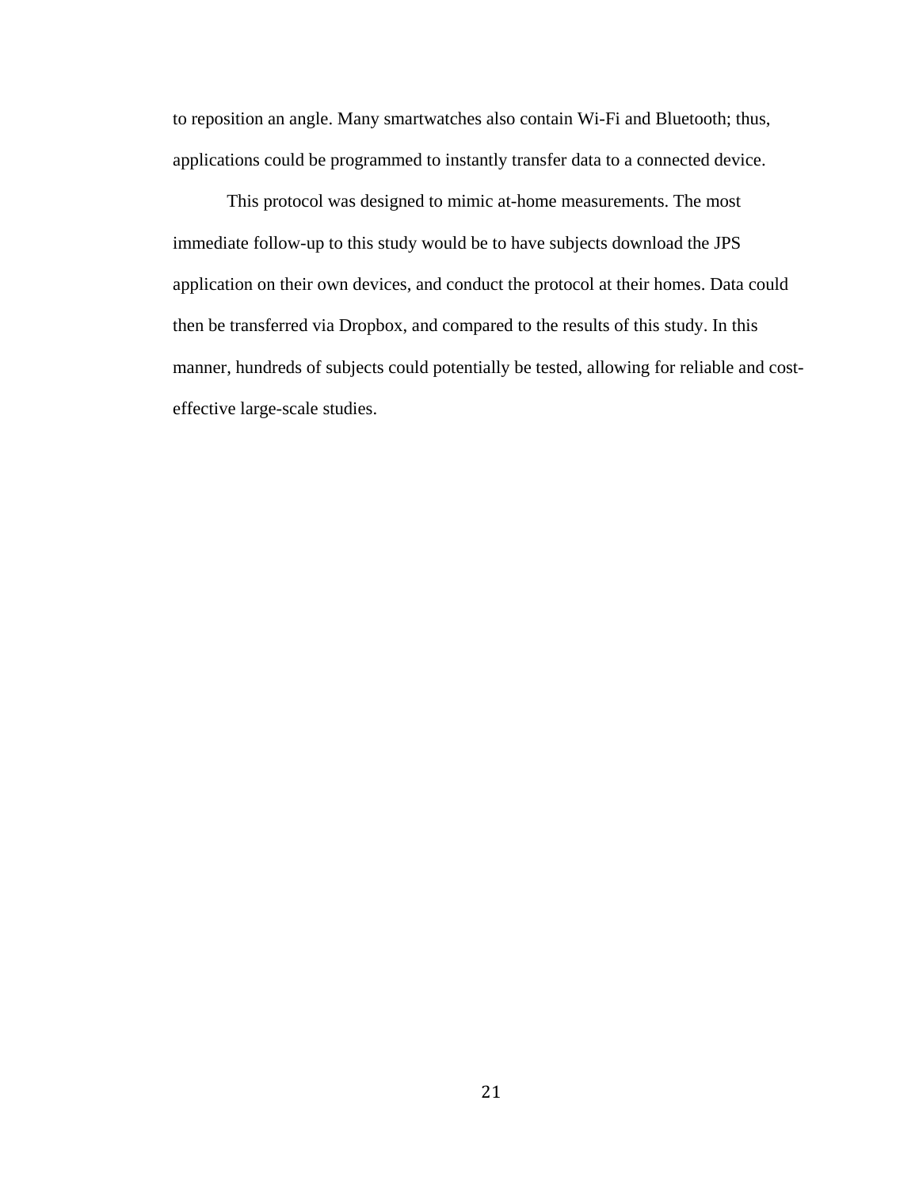to reposition an angle. Many smartwatches also contain Wi-Fi and Bluetooth; thus, applications could be programmed to instantly transfer data to a connected device.

This protocol was designed to mimic at-home measurements. The most immediate follow-up to this study would be to have subjects download the JPS application on their own devices, and conduct the protocol at their homes. Data could then be transferred via Dropbox, and compared to the results of this study. In this manner, hundreds of subjects could potentially be tested, allowing for reliable and cost-effective large-scale studies.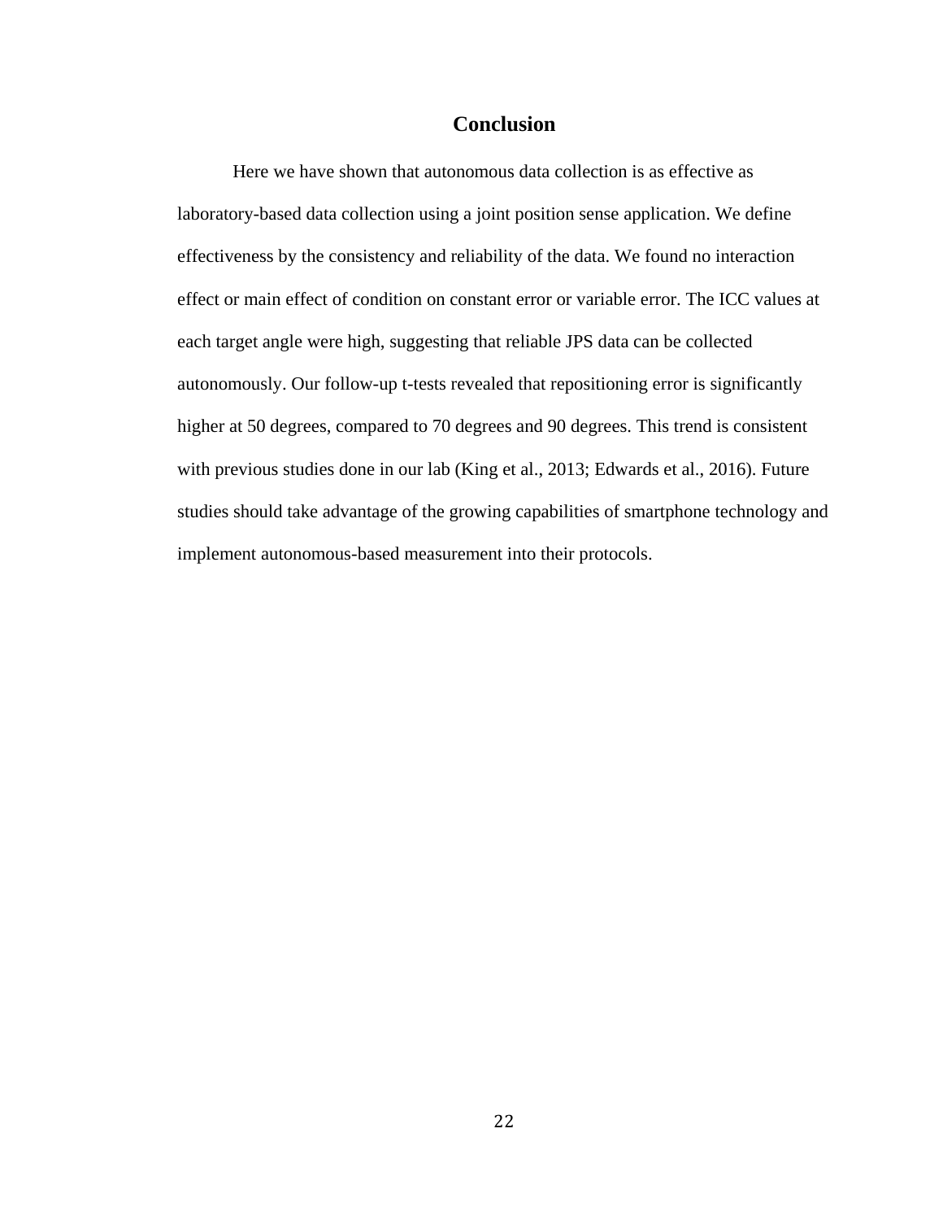## Conclusion

Here we have shown that autonomous data collection is as effective as laboratory-based data collection using a joint position sense application. We define effectiveness by the consistency and reliability of the data. We found no interaction effect or main effect of condition on constant error or variable error. The ICC values at each target angle were high, suggesting that reliable JPS data can be collected autonomously. Our follow-up t-tests revealed that repositioning error is significantly higher at 50 degrees, compared to 70 degrees and 90 degrees. This trend is consistent with previous studies done in our lab (King et al., 2013; Edwards et al., 2016). Future studies should take advantage of the growing capabilities of smartphone technology and implement autonomous-based measurement into their protocols.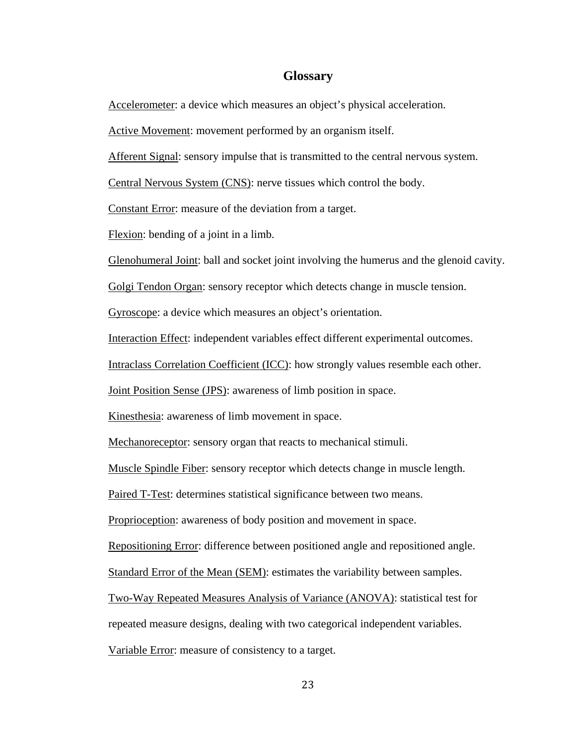# Glossary

Accelerometer: a device which measures an object's physical acceleration.

Active Movement: movement performed by an organism itself.

Afferent Signal: sensory impulse that is transmitted to the central nervous system.

Central Nervous System (CNS): nerve tissues which control the body.

Constant Error: measure of the deviation from a target.

Flexion: bending of a joint in a limb.

Glenohumeral Joint: ball and socket joint involving the humerus and the glenoid cavity.

Golgi Tendon Organ: sensory receptor which detects change in muscle tension.

Gyroscope: a device which measures an object's orientation.

Interaction Effect: independent variables effect different experimental outcomes.

Intraclass Correlation Coefficient (ICC): how strongly values resemble each other.

Joint Position Sense (JPS): awareness of limb position in space.

Kinesthesia: awareness of limb movement in space.

Mechanoreceptor: sensory organ that reacts to mechanical stimuli.

Muscle Spindle Fiber: sensory receptor which detects change in muscle length.

Paired T-Test: determines statistical significance between two means.

Proprioception: awareness of body position and movement in space.

Repositioning Error: difference between positioned angle and repositioned angle.

Standard Error of the Mean (SEM): estimates the variability between samples.

Two-Way Repeated Measures Analysis of Variance (ANOVA): statistical test for repeated measure designs, dealing with two categorical independent variables.

Variable Error: measure of consistency to a target.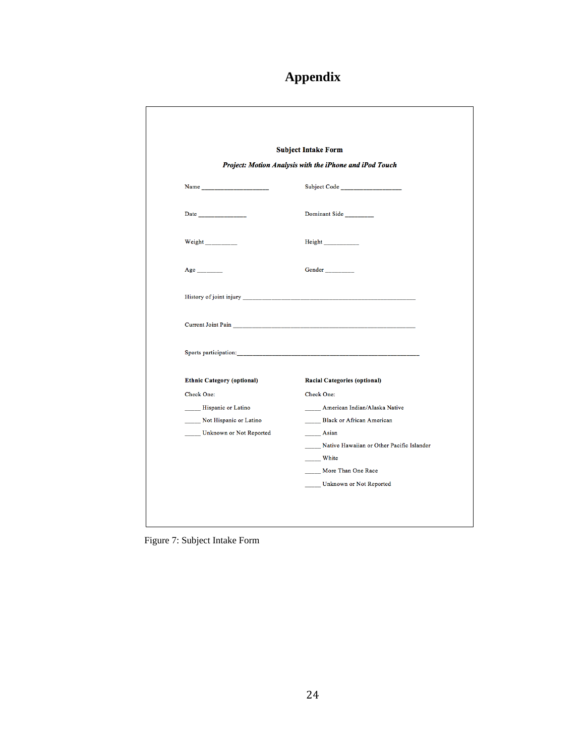# Appendix

**Subject Intake Form**

***Project: Motion Analysis with the iPhone and iPod Touch***

Name ____________________ Subject Code __________________

Date ______________ Dominant Side ________

Weight _________ Height __________

Age _______ Gender ________

History of joint injury ___________________________________________________

Current Joint Pain _______________________________________________________

Sports participation:_____________________________________________________

**Ethnic Category (optional)**

Check One:

_____ Hispanic or Latino

_____ Not Hispanic or Latino

_____ Unknown or Not Reported

**Racial Categories (optional)**

Check One:

_____ American Indian/Alaska Native

_____ Black or African American

_____ Asian

_____ Native Hawaiian or Other Pacific Islander

_____ White

_____ More Than One Race

_____ Unknown or Not Reported

Figure 7: Subject Intake Form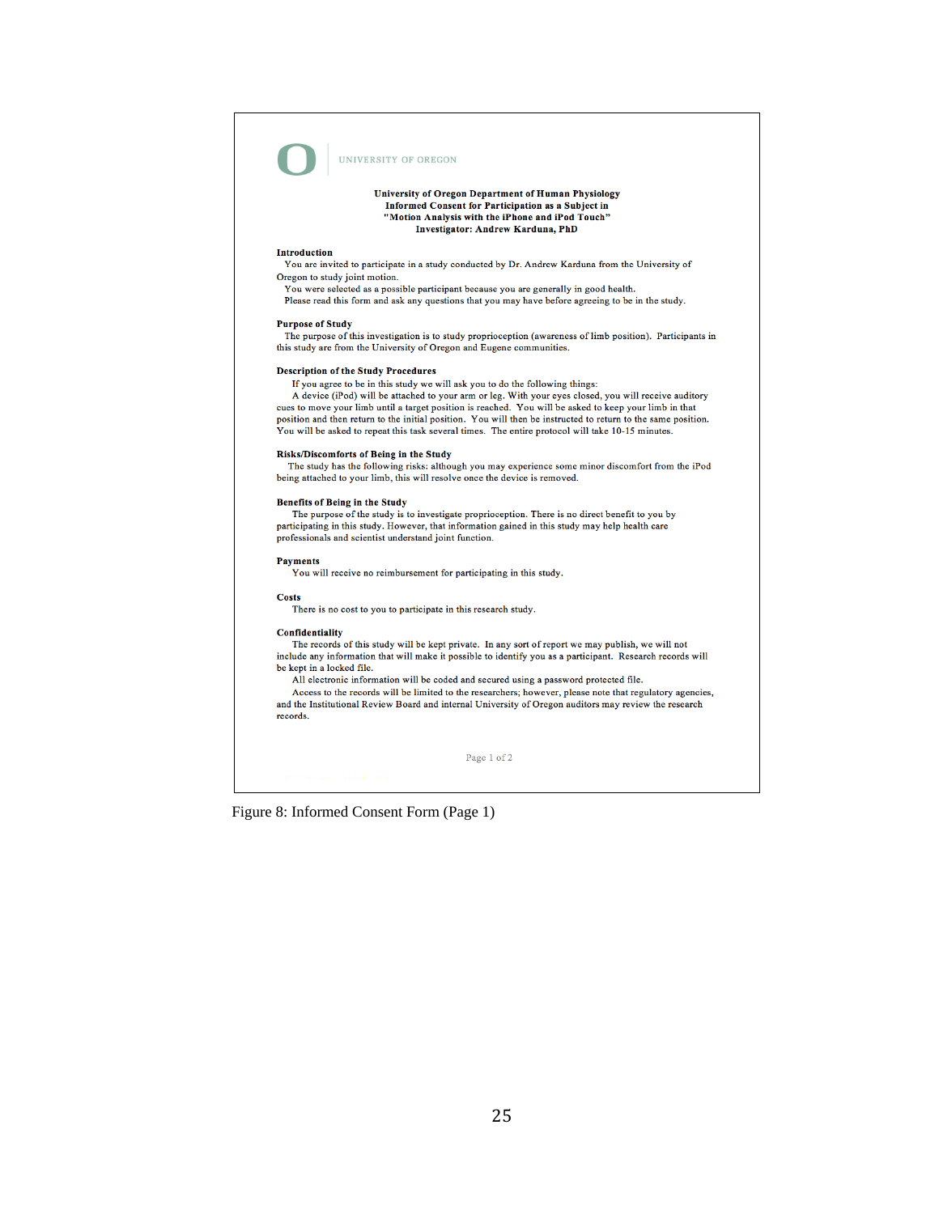UNIVERSITY OF OREGON

**University of Oregon Department of Human Physiology**
**Informed Consent for Participation as a Subject in**
**"Motion Analysis with the iPhone and iPod Touch"**
**Investigator: Andrew Karduna, PhD**

**Introduction**

You are invited to participate in a study conducted by Dr. Andrew Karduna from the University of Oregon to study joint motion.

You were selected as a possible participant because you are generally in good health.

Please read this form and ask any questions that you may have before agreeing to be in the study.

**Purpose of Study**

The purpose of this investigation is to study proprioception (awareness of limb position). Participants in this study are from the University of Oregon and Eugene communities.

**Description of the Study Procedures**

If you agree to be in this study we will ask you to do the following things:

A device (iPod) will be attached to your arm or leg. With your eyes closed, you will receive auditory cues to move your limb until a target position is reached. You will be asked to keep your limb in that position and then return to the initial position. You will then be instructed to return to the same position. You will be asked to repeat this task several times. The entire protocol will take 10-15 minutes.

**Risks/Discomforts of Being in the Study**

The study has the following risks: although you may experience some minor discomfort from the iPod being attached to your limb, this will resolve once the device is removed.

**Benefits of Being in the Study**

The purpose of the study is to investigate proprioception. There is no direct benefit to you by participating in this study. However, that information gained in this study may help health care professionals and scientist understand joint function.

**Payments**

You will receive no reimbursement for participating in this study.

**Costs**

There is no cost to you to participate in this research study.

**Confidentiality**

The records of this study will be kept private. In any sort of report we may publish, we will not include any information that will make it possible to identify you as a participant. Research records will be kept in a locked file.

All electronic information will be coded and secured using a password protected file.

Access to the records will be limited to the researchers; however, please note that regulatory agencies, and the Institutional Review Board and internal University of Oregon auditors may review the research records.

Figure 8: Informed Consent Form (Page 1)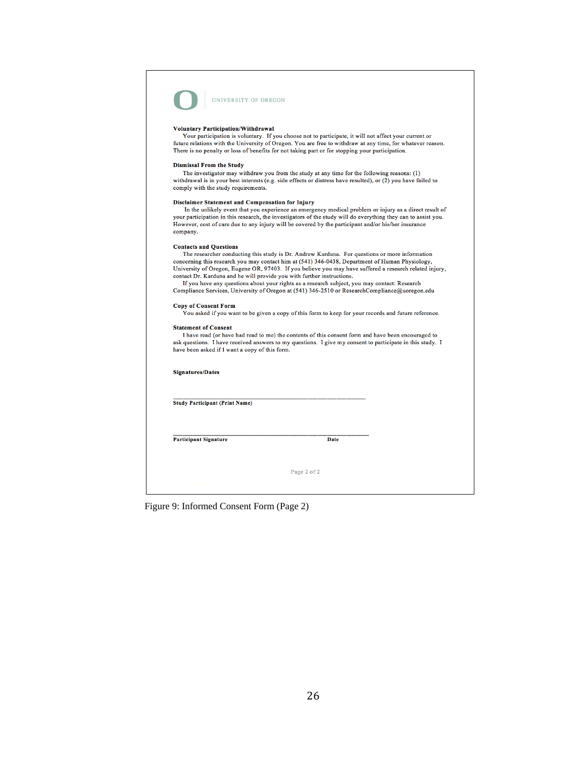UNIVERSITY OF OREGON

**Voluntary Participation/Withdrawal**

Your participation is voluntary. If you choose not to participate, it will not affect your current or future relations with the University of Oregon. You are free to withdraw at any time, for whatever reason. There is no penalty or loss of benefits for not taking part or for stopping your participation.

**Dismissal From the Study**

The investigator may withdraw you from the study at any time for the following reasons: (1) withdrawal is in your best interests (e.g. side effects or distress have resulted), or (2) you have failed to comply with the study requirements.

**Disclaimer Statement and Compensation for Injury**

In the unlikely event that you experience an emergency medical problem or injury as a direct result of your participation in this research, the investigators of the study will do everything they can to assist you. However, cost of care due to any injury will be covered by the participant and/or his/her insurance company.

**Contacts and Questions**

The researcher conducting this study is Dr. Andrew Karduna. For questions or more information concerning this research you may contact him at (541) 346-0438, Department of Human Physiology, University of Oregon, Eugene OR, 97403. If you believe you may have suffered a research related injury, contact Dr. Karduna and he will provide you with further instructions.

If you have any questions about your rights as a research subject, you may contact: Research Compliance Services, University of Oregon at (541) 346-2510 or ResearchCompliance@uoregon.edu

**Copy of Consent Form**

You asked if you want to be given a copy of this form to keep for your records and future reference.

**Statement of Consent**

I have read (or have had read to me) the contents of this consent form and have been encouraged to ask questions. I have received answers to my questions. I give my consent to participate in this study. I have been asked if I want a copy of this form.

**Signatures/Dates**

\_\_\_\_\_\_\_\_\_\_\_\_\_\_\_\_\_\_\_\_\_\_\_\_\_\_\_\_\_\_\_\_\_\_\_\_\_\_\_\_\_\_\_\_\_\_\_\_

**Study Participant (Print Name)**

\_\_\_\_\_\_\_\_\_\_\_\_\_\_\_\_\_\_\_\_\_\_\_\_\_\_\_\_\_\_\_\_\_\_\_\_\_\_\_\_\_\_\_\_\_\_\_\_

**Participant Signature** **Date**

Figure 9: Informed Consent Form (Page 2)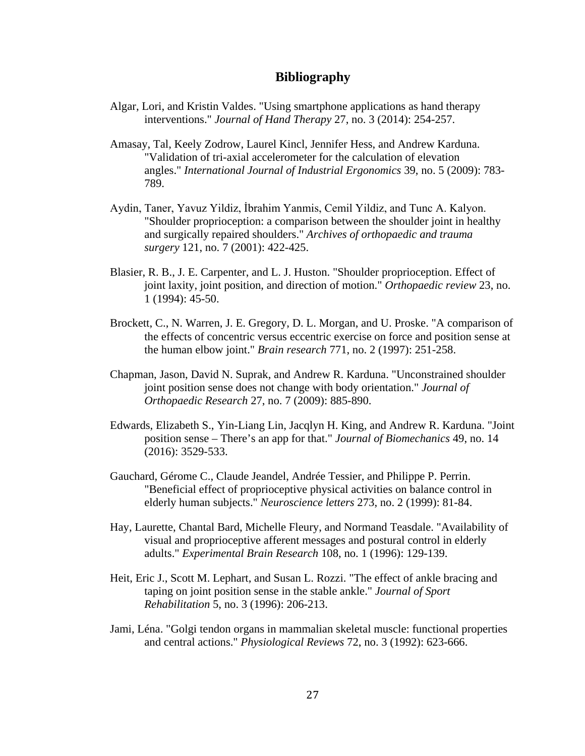## Bibliography

Algar, Lori, and Kristin Valdes. "Using smartphone applications as hand therapy interventions." *Journal of Hand Therapy* 27, no. 3 (2014): 254-257.

Amasay, Tal, Keely Zodrow, Laurel Kincl, Jennifer Hess, and Andrew Karduna. "Validation of tri-axial accelerometer for the calculation of elevation angles." *International Journal of Industrial Ergonomics* 39, no. 5 (2009): 783-789.

Aydin, Taner, Yavuz Yildiz, İbrahim Yanmis, Cemil Yildiz, and Tunc A. Kalyon. "Shoulder proprioception: a comparison between the shoulder joint in healthy and surgically repaired shoulders." *Archives of orthopaedic and trauma surgery* 121, no. 7 (2001): 422-425.

Blasier, R. B., J. E. Carpenter, and L. J. Huston. "Shoulder proprioception. Effect of joint laxity, joint position, and direction of motion." *Orthopaedic review* 23, no. 1 (1994): 45-50.

Brockett, C., N. Warren, J. E. Gregory, D. L. Morgan, and U. Proske. "A comparison of the effects of concentric versus eccentric exercise on force and position sense at the human elbow joint." *Brain research* 771, no. 2 (1997): 251-258.

Chapman, Jason, David N. Suprak, and Andrew R. Karduna. "Unconstrained shoulder joint position sense does not change with body orientation." *Journal of Orthopaedic Research* 27, no. 7 (2009): 885-890.

Edwards, Elizabeth S., Yin-Liang Lin, Jacqlyn H. King, and Andrew R. Karduna. "Joint position sense – There's an app for that." *Journal of Biomechanics* 49, no. 14 (2016): 3529-533.

Gauchard, Gérome C., Claude Jeandel, Andrée Tessier, and Philippe P. Perrin. "Beneficial effect of proprioceptive physical activities on balance control in elderly human subjects." *Neuroscience letters* 273, no. 2 (1999): 81-84.

Hay, Laurette, Chantal Bard, Michelle Fleury, and Normand Teasdale. "Availability of visual and proprioceptive afferent messages and postural control in elderly adults." *Experimental Brain Research* 108, no. 1 (1996): 129-139.

Heit, Eric J., Scott M. Lephart, and Susan L. Rozzi. "The effect of ankle bracing and taping on joint position sense in the stable ankle." *Journal of Sport Rehabilitation* 5, no. 3 (1996): 206-213.

Jami, Léna. "Golgi tendon organs in mammalian skeletal muscle: functional properties and central actions." *Physiological Reviews* 72, no. 3 (1992): 623-666.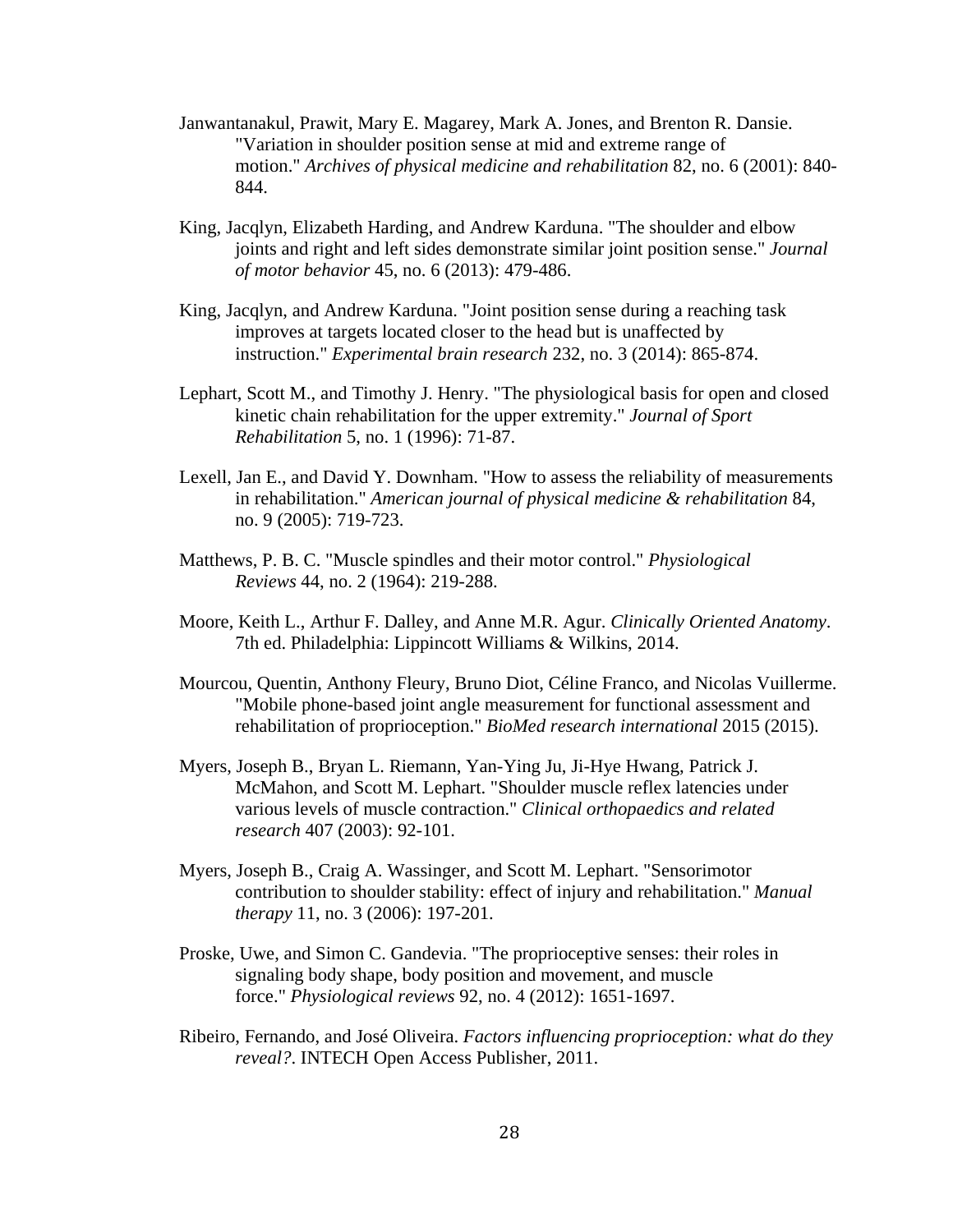Janwantanakul, Prawit, Mary E. Magarey, Mark A. Jones, and Brenton R. Dansie. "Variation in shoulder position sense at mid and extreme range of motion." *Archives of physical medicine and rehabilitation* 82, no. 6 (2001): 840-844.

King, Jacqlyn, Elizabeth Harding, and Andrew Karduna. "The shoulder and elbow joints and right and left sides demonstrate similar joint position sense." *Journal of motor behavior* 45, no. 6 (2013): 479-486.

King, Jacqlyn, and Andrew Karduna. "Joint position sense during a reaching task improves at targets located closer to the head but is unaffected by instruction." *Experimental brain research* 232, no. 3 (2014): 865-874.

Lephart, Scott M., and Timothy J. Henry. "The physiological basis for open and closed kinetic chain rehabilitation for the upper extremity." *Journal of Sport Rehabilitation* 5, no. 1 (1996): 71-87.

Lexell, Jan E., and David Y. Downham. "How to assess the reliability of measurements in rehabilitation." *American journal of physical medicine & rehabilitation* 84, no. 9 (2005): 719-723.

Matthews, P. B. C. "Muscle spindles and their motor control." *Physiological Reviews* 44, no. 2 (1964): 219-288.

Moore, Keith L., Arthur F. Dalley, and Anne M.R. Agur. *Clinically Oriented Anatomy*. 7th ed. Philadelphia: Lippincott Williams & Wilkins, 2014.

Mourcou, Quentin, Anthony Fleury, Bruno Diot, Céline Franco, and Nicolas Vuillerme. "Mobile phone-based joint angle measurement for functional assessment and rehabilitation of proprioception." *BioMed research international* 2015 (2015).

Myers, Joseph B., Bryan L. Riemann, Yan-Ying Ju, Ji-Hye Hwang, Patrick J. McMahon, and Scott M. Lephart. "Shoulder muscle reflex latencies under various levels of muscle contraction." *Clinical orthopaedics and related research* 407 (2003): 92-101.

Myers, Joseph B., Craig A. Wassinger, and Scott M. Lephart. "Sensorimotor contribution to shoulder stability: effect of injury and rehabilitation." *Manual therapy* 11, no. 3 (2006): 197-201.

Proske, Uwe, and Simon C. Gandevia. "The proprioceptive senses: their roles in signaling body shape, body position and movement, and muscle force." *Physiological reviews* 92, no. 4 (2012): 1651-1697.

Ribeiro, Fernando, and José Oliveira. *Factors influencing proprioception: what do they reveal?*. INTECH Open Access Publisher, 2011.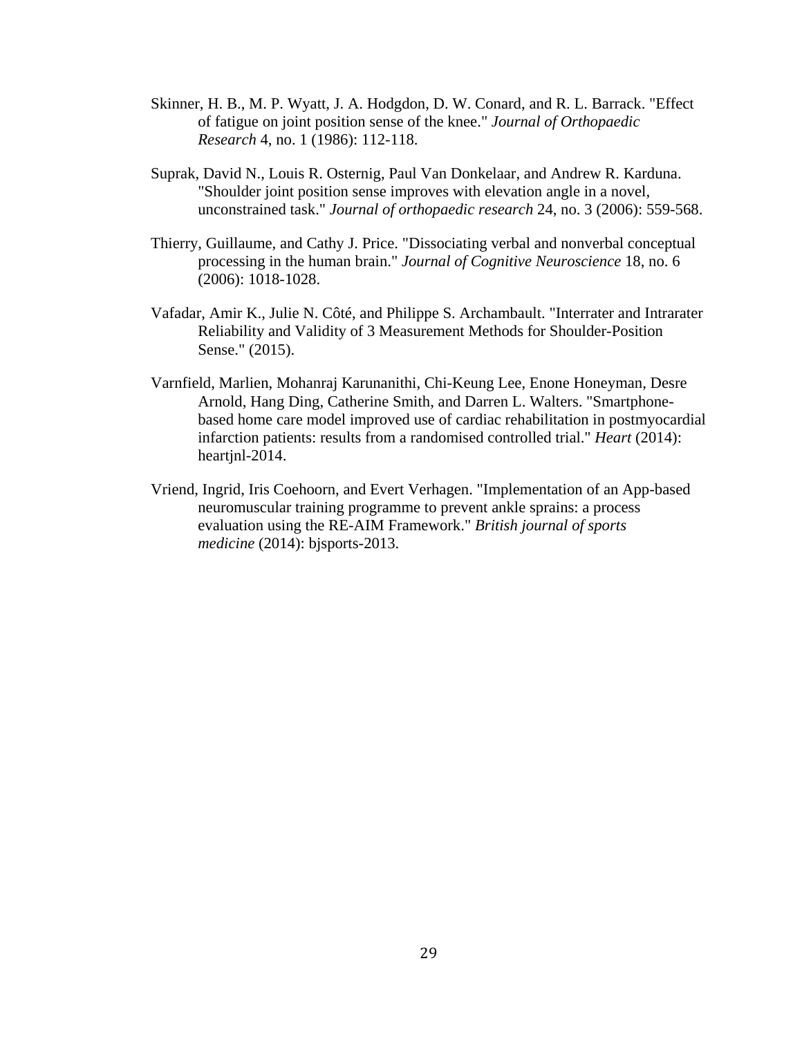Skinner, H. B., M. P. Wyatt, J. A. Hodgdon, D. W. Conard, and R. L. Barrack. "Effect of fatigue on joint position sense of the knee." *Journal of Orthopaedic Research* 4, no. 1 (1986): 112-118.

Suprak, David N., Louis R. Osternig, Paul Van Donkelaar, and Andrew R. Karduna. "Shoulder joint position sense improves with elevation angle in a novel, unconstrained task." *Journal of orthopaedic research* 24, no. 3 (2006): 559-568.

Thierry, Guillaume, and Cathy J. Price. "Dissociating verbal and nonverbal conceptual processing in the human brain." *Journal of Cognitive Neuroscience* 18, no. 6 (2006): 1018-1028.

Vafadar, Amir K., Julie N. Côté, and Philippe S. Archambault. "Interrater and Intrarater Reliability and Validity of 3 Measurement Methods for Shoulder-Position Sense." (2015).

Varnfield, Marlien, Mohanraj Karunanithi, Chi-Keung Lee, Enone Honeyman, Desre Arnold, Hang Ding, Catherine Smith, and Darren L. Walters. "Smartphone-based home care model improved use of cardiac rehabilitation in postmyocardial infarction patients: results from a randomised controlled trial." *Heart* (2014): heartjnl-2014.

Vriend, Ingrid, Iris Coehoorn, and Evert Verhagen. "Implementation of an App-based neuromuscular training programme to prevent ankle sprains: a process evaluation using the RE-AIM Framework." *British journal of sports medicine* (2014): bjsports-2013.